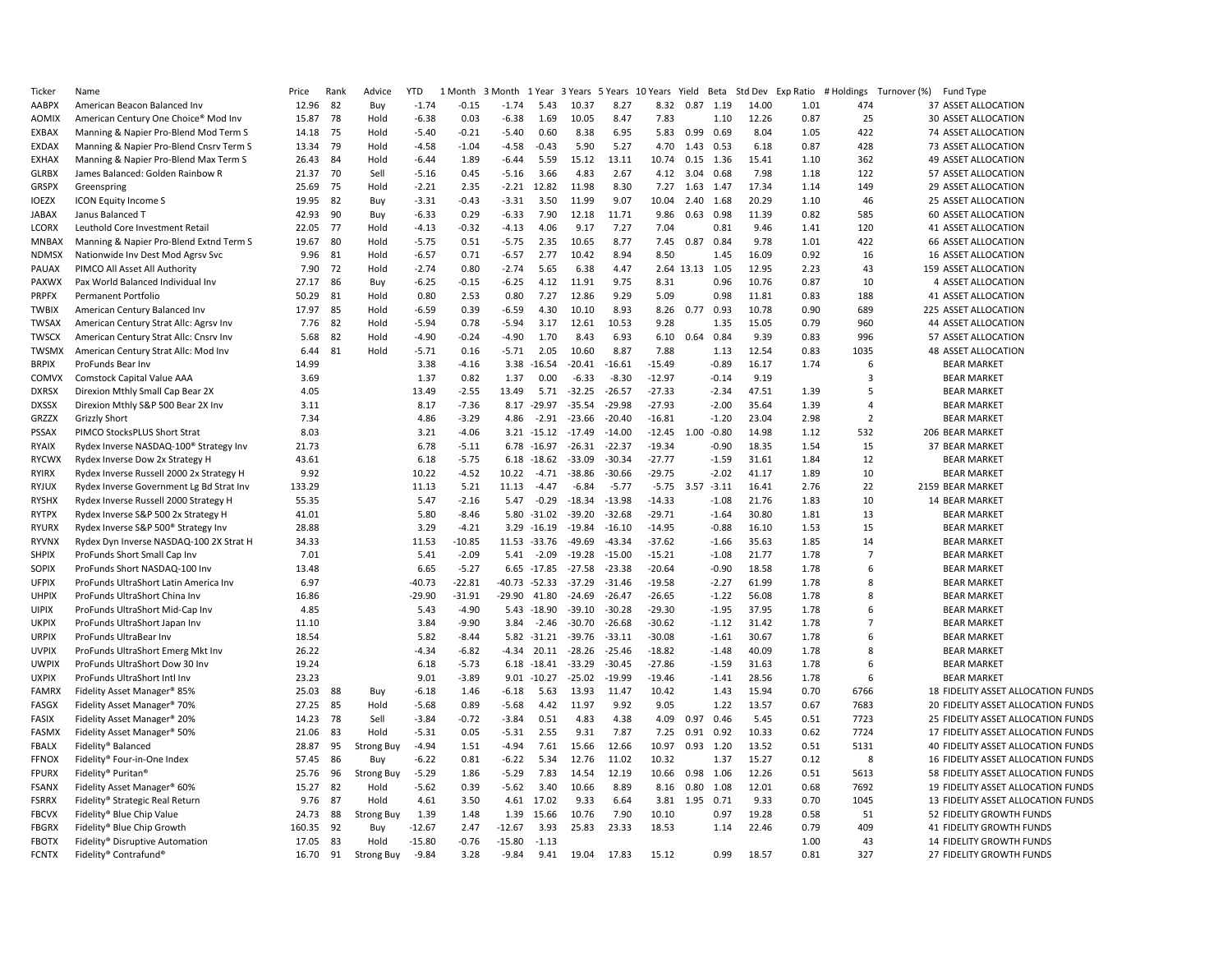| Ticker | Name | Price | Rank | Advice | YTD | 1 Month | 3 Month | 1 Year | 3 Years | 5 Years | 10 Years | Yield | Beta | Std Dev | Exp Ratio | # Holdings | Turnover (%) | Fund Type |
|---|---|---|---|---|---|---|---|---|---|---|---|---|---|---|---|---|---|---|
| AABPX | American Beacon Balanced Inv | 12.96 | 82 | Buy | -1.74 | -0.15 | -1.74 | 5.43 | 10.37 | 8.27 | 8.32 | 0.87 | 1.19 | 14.00 | 1.01 | 474 | 37 | ASSET ALLOCATION |
| AOMIX | American Century One Choice® Mod Inv | 15.87 | 78 | Hold | -6.38 | 0.03 | -6.38 | 1.69 | 10.05 | 8.47 | 7.83 | | 1.10 | 12.26 | 0.87 | 25 | 30 | ASSET ALLOCATION |
| EXBAX | Manning & Napier Pro-Blend Mod Term S | 14.18 | 75 | Hold | -5.40 | -0.21 | -5.40 | 0.60 | 8.38 | 6.95 | 5.83 | 0.99 | 0.69 | 8.04 | 1.05 | 422 | 74 | ASSET ALLOCATION |
| EXDAX | Manning & Napier Pro-Blend Cnsrv Term S | 13.34 | 79 | Hold | -4.58 | -1.04 | -4.58 | -0.43 | 5.90 | 5.27 | 4.70 | 1.43 | 0.53 | 6.18 | 0.87 | 428 | 73 | ASSET ALLOCATION |
| EXHAX | Manning & Napier Pro-Blend Max Term S | 26.43 | 84 | Hold | -6.44 | 1.89 | -6.44 | 5.59 | 15.12 | 13.11 | 10.74 | 0.15 | 1.36 | 15.41 | 1.10 | 362 | 49 | ASSET ALLOCATION |
| GLRBX | James Balanced: Golden Rainbow R | 21.37 | 70 | Sell | -5.16 | 0.45 | -5.16 | 3.66 | 4.83 | 2.67 | 4.12 | 3.04 | 0.68 | 7.98 | 1.18 | 122 | 57 | ASSET ALLOCATION |
| GRSPX | Greenspring | 25.69 | 75 | Hold | -2.21 | 2.35 | -2.21 | 12.82 | 11.98 | 8.30 | 7.27 | 1.63 | 1.47 | 17.34 | 1.14 | 149 | 29 | ASSET ALLOCATION |
| IOEZX | ICON Equity Income S | 19.95 | 82 | Buy | -3.31 | -0.43 | -3.31 | 3.50 | 11.99 | 9.07 | 10.04 | 2.40 | 1.68 | 20.29 | 1.10 | 46 | 25 | ASSET ALLOCATION |
| JABAX | Janus Balanced T | 42.93 | 90 | Buy | -6.33 | 0.29 | -6.33 | 7.90 | 12.18 | 11.71 | 9.86 | 0.63 | 0.98 | 11.39 | 0.82 | 585 | 60 | ASSET ALLOCATION |
| LCORX | Leuthold Core Investment Retail | 22.05 | 77 | Hold | -4.13 | -0.32 | -4.13 | 4.06 | 9.17 | 7.27 | 7.04 | | 0.81 | 9.46 | 1.41 | 120 | 41 | ASSET ALLOCATION |
| MNBAX | Manning & Napier Pro-Blend Extnd Term S | 19.67 | 80 | Hold | -5.75 | 0.51 | -5.75 | 2.35 | 10.65 | 8.77 | 7.45 | 0.87 | 0.84 | 9.78 | 1.01 | 422 | 66 | ASSET ALLOCATION |
| NDMSX | Nationwide Inv Dest Mod Agrsv Svc | 9.96 | 81 | Hold | -6.57 | 0.71 | -6.57 | 2.77 | 10.42 | 8.94 | 8.50 | | 1.45 | 16.09 | 0.92 | 16 | 16 | ASSET ALLOCATION |
| PAUAX | PIMCO All Asset All Authority | 7.90 | 72 | Hold | -2.74 | 0.80 | -2.74 | 5.65 | 6.38 | 4.47 | 2.64 | 13.13 | 1.05 | 12.95 | 2.23 | 43 | 159 | ASSET ALLOCATION |
| PAXWX | Pax World Balanced Individual Inv | 27.17 | 86 | Buy | -6.25 | -0.15 | -6.25 | 4.12 | 11.91 | 9.75 | 8.31 | | 0.96 | 10.76 | 0.87 | 10 | 4 | ASSET ALLOCATION |
| PRPFX | Permanent Portfolio | 50.29 | 81 | Hold | 0.80 | 2.53 | 0.80 | 7.27 | 12.86 | 9.29 | 5.09 | | 0.98 | 11.81 | 0.83 | 188 | 41 | ASSET ALLOCATION |
| TWBIX | American Century Balanced Inv | 17.97 | 85 | Hold | -6.59 | 0.39 | -6.59 | 4.30 | 10.10 | 8.93 | 8.26 | 0.77 | 0.93 | 10.78 | 0.90 | 689 | 225 | ASSET ALLOCATION |
| TWSAX | American Century Strat Allc: Agrsv Inv | 7.76 | 82 | Hold | -5.94 | 0.78 | -5.94 | 3.17 | 12.61 | 10.53 | 9.28 | | 1.35 | 15.05 | 0.79 | 960 | 44 | ASSET ALLOCATION |
| TWSCX | American Century Strat Allc: Cnsrv Inv | 5.68 | 82 | Hold | -4.90 | -0.24 | -4.90 | 1.70 | 8.43 | 6.93 | 6.10 | 0.64 | 0.84 | 9.39 | 0.83 | 996 | 57 | ASSET ALLOCATION |
| TWSMX | American Century Strat Allc: Mod Inv | 6.44 | 81 | Hold | -5.71 | 0.16 | -5.71 | 2.05 | 10.60 | 8.87 | 7.88 | | 1.13 | 12.54 | 0.83 | 1035 | 48 | ASSET ALLOCATION |
| BRPIX | ProFunds Bear Inv | 14.99 | | | 3.38 | -4.16 | 3.38 | -16.54 | -20.41 | -16.61 | -15.49 | | -0.89 | 16.17 | 1.74 | 6 | | BEAR MARKET |
| COMVX | Comstock Capital Value AAA | 3.69 | | | 1.37 | 0.82 | 1.37 | 0.00 | -6.33 | -8.30 | -12.97 | | -0.14 | 9.19 | | 3 | | BEAR MARKET |
| DXRSX | Direxion Mthly Small Cap Bear 2X | 4.05 | | | 13.49 | -2.55 | 13.49 | 5.71 | -32.25 | -26.57 | -27.33 | | -2.34 | 47.51 | 1.39 | 5 | | BEAR MARKET |
| DXSSX | Direxion Mthly S&P 500 Bear 2X Inv | 3.11 | | | 8.17 | -7.36 | 8.17 | -29.97 | -35.54 | -29.98 | -27.93 | | -2.00 | 35.64 | 1.39 | 4 | | BEAR MARKET |
| GRZZX | Grizzly Short | 7.34 | | | 4.86 | -3.29 | 4.86 | -2.91 | -23.66 | -20.40 | -16.81 | | -1.20 | 23.04 | 2.98 | 2 | | BEAR MARKET |
| PSSAX | PIMCO StocksPLUS Short Strat | 8.03 | | | 3.21 | -4.06 | 3.21 | -15.12 | -17.49 | -14.00 | -12.45 | 1.00 | -0.80 | 14.98 | 1.12 | 532 | 206 | BEAR MARKET |
| RYAIX | Rydex Inverse NASDAQ-100® Strategy Inv | 21.73 | | | 6.78 | -5.11 | 6.78 | -16.97 | -26.31 | -22.37 | -19.34 | | -0.90 | 18.35 | 1.54 | 15 | 37 | BEAR MARKET |
| RYCWX | Rydex Inverse Dow 2x Strategy H | 43.61 | | | 6.18 | -5.75 | 6.18 | -18.62 | -33.09 | -30.34 | -27.77 | | -1.59 | 31.61 | 1.84 | 12 | | BEAR MARKET |
| RYIRX | Rydex Inverse Russell 2000 2x Strategy H | 9.92 | | | 10.22 | -4.52 | 10.22 | -4.71 | -38.86 | -30.66 | -29.75 | | -2.02 | 41.17 | 1.89 | 10 | | BEAR MARKET |
| RYJUX | Rydex Inverse Government Lg Bd Strat Inv | 133.29 | | | 11.13 | 5.21 | 11.13 | -4.47 | -6.84 | -5.77 | -5.75 | 3.57 | -3.11 | 16.41 | 2.76 | 22 | 2159 | BEAR MARKET |
| RYSHX | Rydex Inverse Russell 2000 Strategy H | 55.35 | | | 5.47 | -2.16 | 5.47 | -0.29 | -18.34 | -13.98 | -14.33 | | -1.08 | 21.76 | 1.83 | 10 | 14 | BEAR MARKET |
| RYTPX | Rydex Inverse S&P 500 2x Strategy H | 41.01 | | | 5.80 | -8.46 | 5.80 | -31.02 | -39.20 | -32.68 | -29.71 | | -1.64 | 30.80 | 1.81 | 13 | | BEAR MARKET |
| RYURX | Rydex Inverse S&P 500® Strategy Inv | 28.88 | | | 3.29 | -4.21 | 3.29 | -16.19 | -19.84 | -16.10 | -14.95 | | -0.88 | 16.10 | 1.53 | 15 | | BEAR MARKET |
| RYVNX | Rydex Dyn Inverse NASDAQ-100 2X Strat H | 34.33 | | | 11.53 | -10.85 | 11.53 | -33.76 | -49.69 | -43.34 | -37.62 | | -1.66 | 35.63 | 1.85 | 14 | | BEAR MARKET |
| SHPIX | ProFunds Short Small Cap Inv | 7.01 | | | 5.41 | -2.09 | 5.41 | -2.09 | -19.28 | -15.00 | -15.21 | | -1.08 | 21.77 | 1.78 | 7 | | BEAR MARKET |
| SOPIX | ProFunds Short NASDAQ-100 Inv | 13.48 | | | 6.65 | -5.27 | 6.65 | -17.85 | -27.58 | -23.38 | -20.64 | | -0.90 | 18.58 | 1.78 | 6 | | BEAR MARKET |
| UFPIX | ProFunds UltraShort Latin America Inv | 6.97 | | | -40.73 | -22.81 | -40.73 | -52.33 | -37.29 | -31.46 | -19.58 | | -2.27 | 61.99 | 1.78 | 8 | | BEAR MARKET |
| UHPIX | ProFunds UltraShort China Inv | 16.86 | | | -29.90 | -31.91 | -29.90 | 41.80 | -24.69 | -26.47 | -26.65 | | -1.22 | 56.08 | 1.78 | 8 | | BEAR MARKET |
| UIPIX | ProFunds UltraShort Mid-Cap Inv | 4.85 | | | 5.43 | -4.90 | 5.43 | -18.90 | -39.10 | -30.28 | -29.30 | | -1.95 | 37.95 | 1.78 | 6 | | BEAR MARKET |
| UKPIX | ProFunds UltraShort Japan Inv | 11.10 | | | 3.84 | -9.90 | 3.84 | -2.46 | -30.70 | -26.68 | -30.62 | | -1.12 | 31.42 | 1.78 | 7 | | BEAR MARKET |
| URPIX | ProFunds UltraBear Inv | 18.54 | | | 5.82 | -8.44 | 5.82 | -31.21 | -39.76 | -33.11 | -30.08 | | -1.61 | 30.67 | 1.78 | 6 | | BEAR MARKET |
| UVPIX | ProFunds UltraShort Emerg Mkt Inv | 26.22 | | | -4.34 | -6.82 | -4.34 | 20.11 | -28.26 | -25.46 | -18.82 | | -1.48 | 40.09 | 1.78 | 8 | | BEAR MARKET |
| UWPIX | ProFunds UltraShort Dow 30 Inv | 19.24 | | | 6.18 | -5.73 | 6.18 | -18.41 | -33.29 | -30.45 | -27.86 | | -1.59 | 31.63 | 1.78 | 6 | | BEAR MARKET |
| UXPIX | ProFunds UltraShort Intl Inv | 23.23 | | | 9.01 | -3.89 | 9.01 | -10.27 | -25.02 | -19.99 | -19.46 | | -1.41 | 28.56 | 1.78 | 6 | | BEAR MARKET |
| FAMRX | Fidelity Asset Manager® 85% | 25.03 | 88 | Buy | -6.18 | 1.46 | -6.18 | 5.63 | 13.93 | 11.47 | 10.42 | | 1.43 | 15.94 | 0.70 | 6766 | 18 | FIDELITY ASSET ALLOCATION FUNDS |
| FASGX | Fidelity Asset Manager® 70% | 27.25 | 85 | Hold | -5.68 | 0.89 | -5.68 | 4.42 | 11.97 | 9.92 | 9.05 | | 1.22 | 13.57 | 0.67 | 7683 | 20 | FIDELITY ASSET ALLOCATION FUNDS |
| FASIX | Fidelity Asset Manager® 20% | 14.23 | 78 | Sell | -3.84 | -0.72 | -3.84 | 0.51 | 4.83 | 4.38 | 4.09 | 0.97 | 0.46 | 5.45 | 0.51 | 7723 | 25 | FIDELITY ASSET ALLOCATION FUNDS |
| FASMX | Fidelity Asset Manager® 50% | 21.06 | 83 | Hold | -5.31 | 0.05 | -5.31 | 2.55 | 9.31 | 7.87 | 7.25 | 0.91 | 0.92 | 10.33 | 0.62 | 7724 | 17 | FIDELITY ASSET ALLOCATION FUNDS |
| FBALX | Fidelity® Balanced | 28.87 | 95 | Strong Buy | -4.94 | 1.51 | -4.94 | 7.61 | 15.66 | 12.66 | 10.97 | 0.93 | 1.20 | 13.52 | 0.51 | 5131 | 40 | FIDELITY ASSET ALLOCATION FUNDS |
| FFNOX | Fidelity® Four-in-One Index | 57.45 | 86 | Buy | -6.22 | 0.81 | -6.22 | 5.34 | 12.76 | 11.02 | 10.32 | | 1.37 | 15.27 | 0.12 | 8 | 16 | FIDELITY ASSET ALLOCATION FUNDS |
| FPURX | Fidelity® Puritan® | 25.76 | 96 | Strong Buy | -5.29 | 1.86 | -5.29 | 7.83 | 14.54 | 12.19 | 10.66 | 0.98 | 1.06 | 12.26 | 0.51 | 5613 | 58 | FIDELITY ASSET ALLOCATION FUNDS |
| FSANX | Fidelity Asset Manager® 60% | 15.27 | 82 | Hold | -5.62 | 0.39 | -5.62 | 3.40 | 10.66 | 8.89 | 8.16 | 0.80 | 1.08 | 12.01 | 0.68 | 7692 | 19 | FIDELITY ASSET ALLOCATION FUNDS |
| FSRRX | Fidelity® Strategic Real Return | 9.76 | 87 | Hold | 4.61 | 3.50 | 4.61 | 17.02 | 9.33 | 6.64 | 3.81 | 1.95 | 0.71 | 9.33 | 0.70 | 1045 | 13 | FIDELITY ASSET ALLOCATION FUNDS |
| FBCVX | Fidelity® Blue Chip Value | 24.73 | 88 | Strong Buy | 1.39 | 1.48 | 1.39 | 15.66 | 10.76 | 7.90 | 10.10 | | 0.97 | 19.28 | 0.58 | 51 | 52 | FIDELITY GROWTH FUNDS |
| FBGRX | Fidelity® Blue Chip Growth | 160.35 | 92 | Buy | -12.67 | 2.47 | -12.67 | 3.93 | 25.83 | 23.33 | 18.53 | | 1.14 | 22.46 | 0.79 | 409 | 41 | FIDELITY GROWTH FUNDS |
| FBOTX | Fidelity® Disruptive Automation | 17.05 | 83 | Hold | -15.80 | -0.76 | -15.80 | -1.13 | | | | | | | 1.00 | 43 | 14 | FIDELITY GROWTH FUNDS |
| FCNTX | Fidelity® Contrafund® | 16.70 | 91 | Strong Buy | -9.84 | 3.28 | -9.84 | 9.41 | 19.04 | 17.83 | 15.12 | | 0.99 | 18.57 | 0.81 | 327 | 27 | FIDELITY GROWTH FUNDS |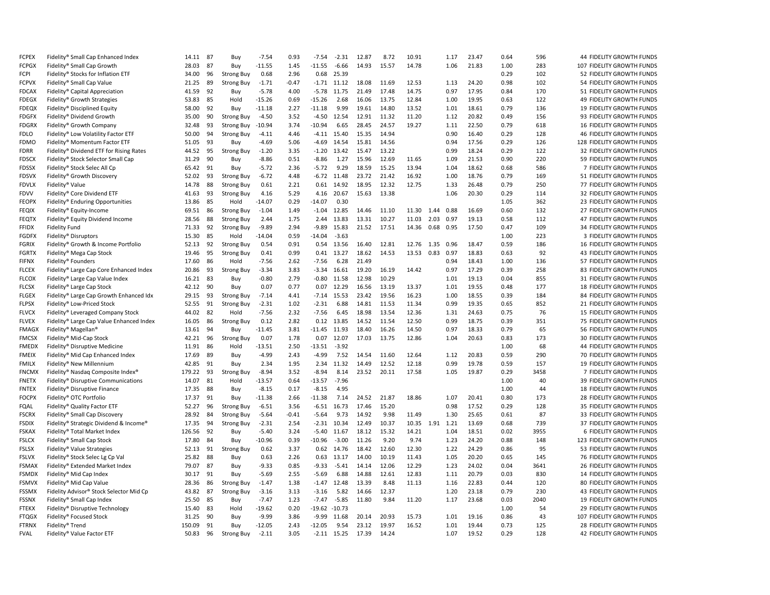| | | | | | | | | | | | | | | | | | | |
|---|---|---|---|---|---|---|---|---|---|---|---|---|---|---|---|---|---|---|
| FCPEX | Fidelity® Small Cap Enhanced Index | 14.11 | 87 | Buy | -7.54 | 0.93 | -7.54 | -2.31 | 12.87 | 8.72 | 10.91 | | 1.17 | 23.47 | 0.64 | 596 | 44 | FIDELITY GROWTH FUNDS |
| FCPGX | Fidelity® Small Cap Growth | 28.03 | 87 | Buy | -11.55 | 1.45 | -11.55 | -6.66 | 14.93 | 15.57 | 14.78 | | 1.06 | 21.83 | 1.00 | 283 | 107 | FIDELITY GROWTH FUNDS |
| FCPI | Fidelity® Stocks for Inflation ETF | 34.00 | 96 | Strong Buy | 0.68 | 2.96 | 0.68 | 25.39 | | | | | | | 0.29 | 102 | 52 | FIDELITY GROWTH FUNDS |
| FCPVX | Fidelity® Small Cap Value | 21.25 | 89 | Strong Buy | -1.71 | -0.47 | -1.71 | 11.12 | 18.08 | 11.69 | 12.53 | | 1.13 | 24.20 | 0.98 | 102 | 54 | FIDELITY GROWTH FUNDS |
| FDCAX | Fidelity® Capital Appreciation | 41.59 | 92 | Buy | -5.78 | 4.00 | -5.78 | 11.75 | 21.49 | 17.48 | 14.75 | | 0.97 | 17.95 | 0.84 | 170 | 51 | FIDELITY GROWTH FUNDS |
| FDEGX | Fidelity® Growth Strategies | 53.83 | 85 | Hold | -15.26 | 0.69 | -15.26 | 2.68 | 16.06 | 13.75 | 12.84 | | 1.00 | 19.95 | 0.63 | 122 | 49 | FIDELITY GROWTH FUNDS |
| FDEQX | Fidelity® Disciplined Equity | 58.00 | 92 | Buy | -11.18 | 2.27 | -11.18 | 9.99 | 19.61 | 14.80 | 13.52 | | 1.01 | 18.61 | 0.79 | 136 | 19 | FIDELITY GROWTH FUNDS |
| FDGFX | Fidelity® Dividend Growth | 35.00 | 90 | Strong Buy | -4.50 | 3.52 | -4.50 | 12.54 | 12.91 | 11.32 | 11.20 | | 1.12 | 20.82 | 0.49 | 156 | 93 | FIDELITY GROWTH FUNDS |
| FDGRX | Fidelity® Growth Company | 32.48 | 93 | Strong Buy | -10.94 | 3.74 | -10.94 | 6.65 | 28.45 | 24.57 | 19.27 | | 1.11 | 22.50 | 0.79 | 618 | 16 | FIDELITY GROWTH FUNDS |
| FDLO | Fidelity® Low Volatility Factor ETF | 50.00 | 94 | Strong Buy | -4.11 | 4.46 | -4.11 | 15.40 | 15.35 | 14.94 | | | 0.90 | 16.40 | 0.29 | 128 | 46 | FIDELITY GROWTH FUNDS |
| FDMO | Fidelity® Momentum Factor ETF | 51.05 | 93 | Buy | -4.69 | 5.06 | -4.69 | 14.54 | 15.81 | 14.56 | | | 0.94 | 17.56 | 0.29 | 126 | 128 | FIDELITY GROWTH FUNDS |
| FDRR | Fidelity® Dividend ETF for Rising Rates | 44.52 | 95 | Strong Buy | -1.20 | 3.35 | -1.20 | 13.42 | 15.47 | 13.22 | | | 0.99 | 18.24 | 0.29 | 122 | 32 | FIDELITY GROWTH FUNDS |
| FDSCX | Fidelity® Stock Selector Small Cap | 31.29 | 90 | Buy | -8.86 | 0.51 | -8.86 | 1.27 | 15.96 | 12.69 | 11.65 | | 1.09 | 21.53 | 0.90 | 220 | 59 | FIDELITY GROWTH FUNDS |
| FDSSX | Fidelity® Stock Selec All Cp | 65.42 | 91 | Buy | -5.72 | 2.36 | -5.72 | 9.29 | 18.59 | 15.25 | 13.94 | | 1.04 | 18.62 | 0.68 | 586 | 7 | FIDELITY GROWTH FUNDS |
| FDSVX | Fidelity® Growth Discovery | 52.02 | 93 | Strong Buy | -6.72 | 4.48 | -6.72 | 11.48 | 23.72 | 21.42 | 16.92 | | 1.00 | 18.76 | 0.79 | 169 | 51 | FIDELITY GROWTH FUNDS |
| FDVLX | Fidelity® Value | 14.78 | 88 | Strong Buy | 0.61 | 2.21 | 0.61 | 14.92 | 18.95 | 12.32 | 12.75 | | 1.33 | 26.48 | 0.79 | 250 | 77 | FIDELITY GROWTH FUNDS |
| FDVV | Fidelity® Core Dividend ETF | 41.63 | 93 | Strong Buy | 4.16 | 5.29 | 4.16 | 20.67 | 15.63 | 13.38 | | | 1.06 | 20.30 | 0.29 | 114 | 32 | FIDELITY GROWTH FUNDS |
| FEOPX | Fidelity® Enduring Opportunities | 13.86 | 85 | Hold | -14.07 | 0.29 | -14.07 | 0.30 | | | | | | | 1.05 | 362 | 23 | FIDELITY GROWTH FUNDS |
| FEQIX | Fidelity® Equity-Income | 69.51 | 86 | Strong Buy | -1.04 | 1.49 | -1.04 | 12.85 | 14.46 | 11.10 | 11.30 | 1.44 | 0.88 | 16.69 | 0.60 | 132 | 27 | FIDELITY GROWTH FUNDS |
| FEQTX | Fidelity® Equity Dividend Income | 28.56 | 88 | Strong Buy | 2.44 | 1.75 | 2.44 | 13.83 | 13.31 | 10.27 | 11.03 | 2.03 | 0.97 | 19.13 | 0.58 | 112 | 47 | FIDELITY GROWTH FUNDS |
| FFIDX | Fidelity Fund | 71.33 | 92 | Strong Buy | -9.89 | 2.94 | -9.89 | 15.83 | 21.52 | 17.51 | 14.36 | 0.68 | 0.95 | 17.50 | 0.47 | 109 | 34 | FIDELITY GROWTH FUNDS |
| FGDFX | Fidelity® Disruptors | 15.30 | 85 | Hold | -14.04 | 0.59 | -14.04 | -3.63 | | | | | | | 1.00 | 223 | 3 | FIDELITY GROWTH FUNDS |
| FGRIX | Fidelity® Growth & Income Portfolio | 52.13 | 92 | Strong Buy | 0.54 | 0.91 | 0.54 | 13.56 | 16.40 | 12.81 | 12.76 | 1.35 | 0.96 | 18.47 | 0.59 | 186 | 16 | FIDELITY GROWTH FUNDS |
| FGRTX | Fidelity® Mega Cap Stock | 19.46 | 95 | Strong Buy | 0.41 | 0.99 | 0.41 | 13.27 | 18.62 | 14.53 | 13.53 | 0.83 | 0.97 | 18.83 | 0.63 | 92 | 43 | FIDELITY GROWTH FUNDS |
| FIFNX | Fidelity® Founders | 17.60 | 86 | Hold | -7.56 | 2.62 | -7.56 | 6.28 | 21.49 | | | | 0.94 | 18.43 | 1.00 | 136 | 57 | FIDELITY GROWTH FUNDS |
| FLCEX | Fidelity® Large Cap Core Enhanced Index | 20.86 | 93 | Strong Buy | -3.34 | 3.83 | -3.34 | 16.61 | 19.20 | 16.19 | 14.42 | | 0.97 | 17.29 | 0.39 | 258 | 83 | FIDELITY GROWTH FUNDS |
| FLCOX | Fidelity® Large Cap Value Index | 16.21 | 83 | Buy | -0.80 | 2.79 | -0.80 | 11.58 | 12.98 | 10.29 | | | 1.01 | 19.13 | 0.04 | 855 | 31 | FIDELITY GROWTH FUNDS |
| FLCSX | Fidelity® Large Cap Stock | 42.12 | 90 | Buy | 0.07 | 0.77 | 0.07 | 12.29 | 16.56 | 13.19 | 13.37 | | 1.01 | 19.55 | 0.48 | 177 | 18 | FIDELITY GROWTH FUNDS |
| FLGEX | Fidelity® Large Cap Growth Enhanced Idx | 29.15 | 93 | Strong Buy | -7.14 | 4.41 | -7.14 | 15.53 | 23.42 | 19.56 | 16.23 | | 1.00 | 18.55 | 0.39 | 184 | 84 | FIDELITY GROWTH FUNDS |
| FLPSX | Fidelity® Low-Priced Stock | 52.55 | 91 | Strong Buy | -2.31 | 1.02 | -2.31 | 6.88 | 14.81 | 11.53 | 11.34 | | 0.99 | 19.35 | 0.65 | 852 | 21 | FIDELITY GROWTH FUNDS |
| FLVCX | Fidelity® Leveraged Company Stock | 44.02 | 82 | Hold | -7.56 | 2.32 | -7.56 | 6.45 | 18.98 | 13.54 | 12.36 | | 1.31 | 24.63 | 0.75 | 76 | 15 | FIDELITY GROWTH FUNDS |
| FLVEX | Fidelity® Large Cap Value Enhanced Index | 16.05 | 86 | Strong Buy | 0.12 | 2.82 | 0.12 | 13.85 | 14.52 | 11.54 | 12.50 | | 0.99 | 18.75 | 0.39 | 351 | 75 | FIDELITY GROWTH FUNDS |
| FMAGX | Fidelity® Magellan® | 13.61 | 94 | Buy | -11.45 | 3.81 | -11.45 | 11.93 | 18.40 | 16.26 | 14.50 | | 0.97 | 18.33 | 0.79 | 65 | 56 | FIDELITY GROWTH FUNDS |
| FMCSX | Fidelity® Mid-Cap Stock | 42.21 | 96 | Strong Buy | 0.07 | 1.78 | 0.07 | 12.07 | 17.03 | 13.75 | 12.86 | | 1.04 | 20.63 | 0.83 | 173 | 30 | FIDELITY GROWTH FUNDS |
| FMEDX | Fidelity® Disruptive Medicine | 11.91 | 86 | Hold | -13.51 | 2.50 | -13.51 | -3.92 | | | | | | | 1.00 | 68 | 44 | FIDELITY GROWTH FUNDS |
| FMEIX | Fidelity® Mid Cap Enhanced Index | 17.69 | 89 | Buy | -4.99 | 2.43 | -4.99 | 7.52 | 14.54 | 11.60 | 12.64 | | 1.12 | 20.83 | 0.59 | 290 | 70 | FIDELITY GROWTH FUNDS |
| FMILX | Fidelity® New Millennium | 42.85 | 91 | Buy | 2.34 | 1.95 | 2.34 | 11.32 | 14.49 | 12.52 | 12.18 | | 0.99 | 19.78 | 0.59 | 157 | 19 | FIDELITY GROWTH FUNDS |
| FNCMX | Fidelity® Nasdaq Composite Index® | 179.22 | 93 | Strong Buy | -8.94 | 3.52 | -8.94 | 8.14 | 23.52 | 20.11 | 17.58 | | 1.05 | 19.87 | 0.29 | 3458 | 7 | FIDELITY GROWTH FUNDS |
| FNETX | Fidelity® Disruptive Communications | 14.07 | 81 | Hold | -13.57 | 0.64 | -13.57 | -7.96 | | | | | | | 1.00 | 40 | 39 | FIDELITY GROWTH FUNDS |
| FNTEX | Fidelity® Disruptive Finance | 17.35 | 88 | Buy | -8.15 | 0.17 | -8.15 | 4.95 | | | | | | | 1.00 | 44 | 18 | FIDELITY GROWTH FUNDS |
| FOCPX | Fidelity® OTC Portfolio | 17.37 | 91 | Buy | -11.38 | 2.66 | -11.38 | 7.14 | 24.52 | 21.87 | 18.86 | | 1.07 | 20.41 | 0.80 | 173 | 28 | FIDELITY GROWTH FUNDS |
| FQAL | Fidelity® Quality Factor ETF | 52.27 | 96 | Strong Buy | -6.51 | 3.56 | -6.51 | 16.73 | 17.46 | 15.20 | | | 0.98 | 17.52 | 0.29 | 128 | 35 | FIDELITY GROWTH FUNDS |
| FSCRX | Fidelity® Small Cap Discovery | 28.92 | 84 | Strong Buy | -5.64 | -0.41 | -5.64 | 9.73 | 14.92 | 9.98 | 11.49 | | 1.30 | 25.65 | 0.61 | 87 | 33 | FIDELITY GROWTH FUNDS |
| FSDIX | Fidelity® Strategic Dividend & Income® | 17.35 | 94 | Strong Buy | -2.31 | 2.54 | -2.31 | 10.34 | 12.49 | 10.37 | 10.35 | 1.91 | 1.21 | 13.69 | 0.68 | 739 | 37 | FIDELITY GROWTH FUNDS |
| FSKAX | Fidelity® Total Market Index | 126.56 | 92 | Buy | -5.40 | 3.24 | -5.40 | 11.67 | 18.12 | 15.32 | 14.21 | | 1.04 | 18.51 | 0.02 | 3955 | 6 | FIDELITY GROWTH FUNDS |
| FSLCX | Fidelity® Small Cap Stock | 17.80 | 84 | Buy | -10.96 | 0.39 | -10.96 | -3.00 | 11.26 | 9.20 | 9.74 | | 1.23 | 24.20 | 0.88 | 148 | 123 | FIDELITY GROWTH FUNDS |
| FSLSX | Fidelity® Value Strategies | 52.13 | 91 | Strong Buy | 0.62 | 3.37 | 0.62 | 14.76 | 18.42 | 12.60 | 12.30 | | 1.22 | 24.29 | 0.86 | 95 | 53 | FIDELITY GROWTH FUNDS |
| FSLVX | Fidelity® Stock Selec Lg Cp Val | 25.82 | 88 | Buy | 0.63 | 2.26 | 0.63 | 13.17 | 14.00 | 10.19 | 11.43 | | 1.05 | 20.20 | 0.65 | 145 | 76 | FIDELITY GROWTH FUNDS |
| FSMAX | Fidelity® Extended Market Index | 79.07 | 87 | Buy | -9.33 | 0.85 | -9.33 | -5.41 | 14.14 | 12.06 | 12.29 | | 1.23 | 24.02 | 0.04 | 3641 | 26 | FIDELITY GROWTH FUNDS |
| FSMDX | Fidelity® Mid Cap Index | 30.17 | 91 | Buy | -5.69 | 2.55 | -5.69 | 6.88 | 14.88 | 12.61 | 12.83 | | 1.11 | 20.79 | 0.03 | 830 | 14 | FIDELITY GROWTH FUNDS |
| FSMVX | Fidelity® Mid Cap Value | 28.36 | 86 | Strong Buy | -1.47 | 1.38 | -1.47 | 12.48 | 13.39 | 8.48 | 11.13 | | 1.16 | 22.83 | 0.44 | 120 | 80 | FIDELITY GROWTH FUNDS |
| FSSMX | Fidelity Advisor® Stock Selector Mid Cp | 43.82 | 87 | Strong Buy | -3.16 | 3.13 | -3.16 | 5.82 | 14.66 | 12.37 | | | 1.20 | 23.18 | 0.79 | 230 | 43 | FIDELITY GROWTH FUNDS |
| FSSNX | Fidelity® Small Cap Index | 25.50 | 85 | Buy | -7.47 | 1.23 | -7.47 | -5.85 | 11.80 | 9.84 | 11.20 | | 1.17 | 23.68 | 0.03 | 2040 | 19 | FIDELITY GROWTH FUNDS |
| FTEKX | Fidelity® Disruptive Technology | 15.40 | 83 | Hold | -19.62 | 0.20 | -19.62 | -10.73 | | | | | | | 1.00 | 54 | 29 | FIDELITY GROWTH FUNDS |
| FTQGX | Fidelity® Focused Stock | 31.25 | 90 | Buy | -9.99 | 3.86 | -9.99 | 11.68 | 20.14 | 20.93 | 15.73 | | 1.01 | 19.16 | 0.86 | 43 | 107 | FIDELITY GROWTH FUNDS |
| FTRNX | Fidelity® Trend | 150.09 | 91 | Buy | -12.05 | 2.43 | -12.05 | 9.54 | 23.12 | 19.97 | 16.52 | | 1.01 | 19.44 | 0.73 | 125 | 28 | FIDELITY GROWTH FUNDS |
| FVAL | Fidelity® Value Factor ETF | 50.83 | 96 | Strong Buy | -2.11 | 3.05 | -2.11 | 15.25 | 17.39 | 14.24 | | | 1.07 | 19.52 | 0.29 | 128 | 42 | FIDELITY GROWTH FUNDS |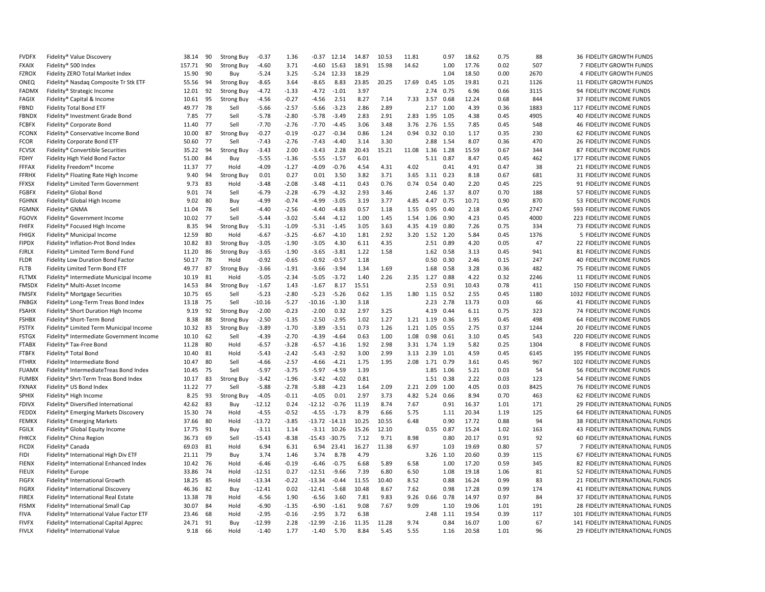| | | | | | | | | | | | | | | | | | | |
|---|---|---|---|---|---|---|---|---|---|---|---|---|---|---|---|---|---|---|
| FVDFX | Fidelity® Value Discovery | 38.14 | 90 | Strong Buy | -0.37 | 1.36 | -0.37 | 12.14 | 14.87 | 10.53 | 11.81 | | 0.97 | 18.62 | 0.75 | 88 | 36 | FIDELITY GROWTH FUNDS |
| FXAIX | Fidelity® 500 Index | 157.71 | 90 | Strong Buy | -4.60 | 3.71 | -4.60 | 15.63 | 18.91 | 15.98 | 14.62 | | 1.00 | 17.76 | 0.02 | 507 | 7 | FIDELITY GROWTH FUNDS |
| FZROX | Fidelity ZERO Total Market Index | 15.90 | 90 | Buy | -5.24 | 3.25 | -5.24 | 12.33 | 18.29 | | | | 1.04 | 18.50 | 0.00 | 2670 | 4 | FIDELITY GROWTH FUNDS |
| ONEQ | Fidelity® Nasdaq Composite Tr Stk ETF | 55.56 | 94 | Strong Buy | -8.65 | 3.64 | -8.65 | 8.83 | 23.85 | 20.25 | 17.69 | 0.45 | 1.05 | 19.81 | 0.21 | 1126 | 11 | FIDELITY GROWTH FUNDS |
| FADMX | Fidelity® Strategic Income | 12.01 | 92 | Strong Buy | -4.72 | -1.33 | -4.72 | -1.01 | 3.97 | | | 2.74 | 0.75 | 6.96 | 0.66 | 3115 | 94 | FIDELITY INCOME FUNDS |
| FAGIX | Fidelity® Capital & Income | 10.61 | 95 | Strong Buy | -4.56 | -0.27 | -4.56 | 2.51 | 8.27 | 7.14 | 7.33 | 3.57 | 0.68 | 12.24 | 0.68 | 844 | 37 | FIDELITY INCOME FUNDS |
| FBND | Fidelity Total Bond ETF | 49.77 | 78 | Sell | -5.66 | -2.57 | -5.66 | -3.23 | 2.86 | 2.89 | | 2.17 | 1.00 | 4.39 | 0.36 | 1883 | 117 | FIDELITY INCOME FUNDS |
| FBNDX | Fidelity® Investment Grade Bond | 7.85 | 77 | Sell | -5.78 | -2.80 | -5.78 | -3.49 | 2.83 | 2.91 | 2.83 | 1.95 | 1.05 | 4.38 | 0.45 | 4905 | 40 | FIDELITY INCOME FUNDS |
| FCBFX | Fidelity® Corporate Bond | 11.40 | 77 | Sell | -7.70 | -2.76 | -7.70 | -4.45 | 3.06 | 3.48 | 3.76 | 2.76 | 1.55 | 7.85 | 0.45 | 548 | 46 | FIDELITY INCOME FUNDS |
| FCONX | Fidelity® Conservative Income Bond | 10.00 | 87 | Strong Buy | -0.27 | -0.19 | -0.27 | -0.34 | 0.86 | 1.24 | 0.94 | 0.32 | 0.10 | 1.17 | 0.35 | 230 | 62 | FIDELITY INCOME FUNDS |
| FCOR | Fidelity Corporate Bond ETF | 50.60 | 77 | Sell | -7.43 | -2.76 | -7.43 | -4.40 | 3.14 | 3.30 | | 2.88 | 1.54 | 8.07 | 0.36 | 470 | 26 | FIDELITY INCOME FUNDS |
| FCVSX | Fidelity® Convertible Securities | 35.22 | 94 | Strong Buy | -3.43 | 2.00 | -3.43 | 2.28 | 20.43 | 15.21 | 11.08 | 1.36 | 1.28 | 15.59 | 0.67 | 344 | 87 | FIDELITY INCOME FUNDS |
| FDHY | Fidelity High Yield Bond Factor | 51.00 | 84 | Buy | -5.55 | -1.36 | -5.55 | -1.57 | 6.01 | | | 5.11 | 0.87 | 8.47 | 0.45 | 462 | 177 | FIDELITY INCOME FUNDS |
| FFFAX | Fidelity Freedom® Income | 11.37 | 77 | Hold | -4.09 | -1.27 | -4.09 | -0.76 | 4.54 | 4.31 | 4.02 | | 0.41 | 4.91 | 0.47 | 38 | 21 | FIDELITY INCOME FUNDS |
| FFRHX | Fidelity® Floating Rate High Income | 9.40 | 94 | Strong Buy | 0.01 | 0.27 | 0.01 | 3.50 | 3.82 | 3.71 | 3.65 | 3.11 | 0.23 | 8.18 | 0.67 | 681 | 31 | FIDELITY INCOME FUNDS |
| FFXSX | Fidelity® Limited Term Government | 9.73 | 83 | Hold | -3.48 | -2.08 | -3.48 | -4.11 | 0.43 | 0.76 | 0.74 | 0.54 | 0.40 | 2.20 | 0.45 | 225 | 91 | FIDELITY INCOME FUNDS |
| FGBFX | Fidelity® Global Bond | 9.01 | 74 | Sell | -6.79 | -2.28 | -6.79 | -4.32 | 2.93 | 3.46 | | 2.46 | 1.37 | 8.07 | 0.70 | 188 | 57 | FIDELITY INCOME FUNDS |
| FGHNX | Fidelity® Global High Income | 9.02 | 80 | Buy | -4.99 | -0.74 | -4.99 | -3.05 | 3.19 | 3.77 | 4.85 | 4.47 | 0.75 | 10.71 | 0.90 | 870 | 53 | FIDELITY INCOME FUNDS |
| FGMNX | Fidelity® GNMA | 11.04 | 78 | Sell | -4.40 | -2.56 | -4.40 | -4.83 | 0.57 | 1.18 | 1.55 | 0.95 | 0.40 | 2.18 | 0.45 | 2747 | 593 | FIDELITY INCOME FUNDS |
| FGOVX | Fidelity® Government Income | 10.02 | 77 | Sell | -5.44 | -3.02 | -5.44 | -4.12 | 1.00 | 1.45 | 1.54 | 1.06 | 0.90 | 4.23 | 0.45 | 4000 | 223 | FIDELITY INCOME FUNDS |
| FHIFX | Fidelity® Focused High Income | 8.35 | 94 | Strong Buy | -5.31 | -1.09 | -5.31 | -1.45 | 3.05 | 3.63 | 4.35 | 4.19 | 0.80 | 7.26 | 0.75 | 334 | 73 | FIDELITY INCOME FUNDS |
| FHIGX | Fidelity® Municipal Income | 12.59 | 80 | Hold | -6.67 | -3.25 | -6.67 | -4.10 | 1.81 | 2.92 | 3.20 | 1.52 | 1.20 | 5.84 | 0.45 | 1376 | 5 | FIDELITY INCOME FUNDS |
| FIPDX | Fidelity® Inflation-Prot Bond Index | 10.82 | 83 | Strong Buy | -3.05 | -1.90 | -3.05 | 4.30 | 6.11 | 4.35 | | 2.51 | 0.89 | 4.20 | 0.05 | 47 | 22 | FIDELITY INCOME FUNDS |
| FJRLX | Fidelity® Limited Term Bond Fund | 11.20 | 86 | Strong Buy | -3.65 | -1.90 | -3.65 | -3.81 | 1.22 | 1.58 | | 1.62 | 0.58 | 3.13 | 0.45 | 941 | 81 | FIDELITY INCOME FUNDS |
| FLDR | Fidelity Low Duration Bond Factor | 50.17 | 78 | Hold | -0.92 | -0.65 | -0.92 | -0.57 | 1.18 | | | 0.50 | 0.30 | 2.46 | 0.15 | 247 | 40 | FIDELITY INCOME FUNDS |
| FLTB | Fidelity Limited Term Bond ETF | 49.77 | 87 | Strong Buy | -3.66 | -1.91 | -3.66 | -3.94 | 1.34 | 1.69 | | 1.68 | 0.58 | 3.28 | 0.36 | 482 | 75 | FIDELITY INCOME FUNDS |
| FLTMX | Fidelity® Intermediate Municipal Income | 10.19 | 81 | Hold | -5.05 | -2.34 | -5.05 | -3.72 | 1.40 | 2.26 | 2.35 | 1.27 | 0.88 | 4.22 | 0.32 | 2246 | 11 | FIDELITY INCOME FUNDS |
| FMSDX | Fidelity® Multi-Asset Income | 14.53 | 84 | Strong Buy | -1.67 | 1.43 | -1.67 | 8.17 | 15.51 | | | 2.53 | 0.91 | 10.43 | 0.78 | 411 | 150 | FIDELITY INCOME FUNDS |
| FMSFX | Fidelity® Mortgage Securities | 10.75 | 65 | Sell | -5.23 | -2.80 | -5.23 | -5.26 | 0.62 | 1.35 | 1.80 | 1.15 | 0.52 | 2.55 | 0.45 | 1180 | 1032 | FIDELITY INCOME FUNDS |
| FNBGX | Fidelity® Long-Term Treas Bond Index | 13.18 | 75 | Sell | -10.16 | -5.27 | -10.16 | -1.30 | 3.18 | | | 2.23 | 2.78 | 13.73 | 0.03 | 66 | 41 | FIDELITY INCOME FUNDS |
| FSAHX | Fidelity® Short Duration High Income | 9.19 | 92 | Strong Buy | -2.00 | -0.23 | -2.00 | 0.32 | 2.97 | 3.25 | | 4.19 | 0.44 | 6.11 | 0.75 | 323 | 74 | FIDELITY INCOME FUNDS |
| FSHBX | Fidelity® Short-Term Bond | 8.38 | 88 | Strong Buy | -2.50 | -1.35 | -2.50 | -2.95 | 1.02 | 1.27 | 1.21 | 1.19 | 0.36 | 1.95 | 0.45 | 498 | 64 | FIDELITY INCOME FUNDS |
| FSTFX | Fidelity® Limited Term Municipal Income | 10.32 | 83 | Strong Buy | -3.89 | -1.70 | -3.89 | -3.51 | 0.73 | 1.26 | 1.21 | 1.05 | 0.55 | 2.75 | 0.37 | 1244 | 20 | FIDELITY INCOME FUNDS |
| FSTGX | Fidelity® Intermediate Government Income | 10.10 | 62 | Sell | -4.39 | -2.70 | -4.39 | -4.64 | 0.63 | 1.00 | 1.08 | 0.98 | 0.61 | 3.10 | 0.45 | 543 | 220 | FIDELITY INCOME FUNDS |
| FTABX | Fidelity® Tax-Free Bond | 11.28 | 80 | Hold | -6.57 | -3.28 | -6.57 | -4.16 | 1.92 | 2.98 | 3.31 | 1.74 | 1.19 | 5.82 | 0.25 | 1304 | 8 | FIDELITY INCOME FUNDS |
| FTBFX | Fidelity® Total Bond | 10.40 | 81 | Hold | -5.43 | -2.42 | -5.43 | -2.92 | 3.00 | 2.99 | 3.13 | 2.39 | 1.01 | 4.59 | 0.45 | 6145 | 195 | FIDELITY INCOME FUNDS |
| FTHRX | Fidelity® Intermediate Bond | 10.47 | 80 | Sell | -4.66 | -2.57 | -4.66 | -4.21 | 1.75 | 1.95 | 2.08 | 1.71 | 0.79 | 3.61 | 0.45 | 967 | 102 | FIDELITY INCOME FUNDS |
| FUAMX | Fidelity® IntermediateTreas Bond Index | 10.45 | 75 | Sell | -5.97 | -3.75 | -5.97 | -4.59 | 1.39 | | | 1.85 | 1.06 | 5.21 | 0.03 | 54 | 56 | FIDELITY INCOME FUNDS |
| FUMBX | Fidelity® Shrt-Term Treas Bond Index | 10.17 | 83 | Strong Buy | -3.42 | -1.96 | -3.42 | -4.02 | 0.81 | | | 1.51 | 0.38 | 2.22 | 0.03 | 123 | 54 | FIDELITY INCOME FUNDS |
| FXNAX | Fidelity® US Bond Index | 11.22 | 77 | Sell | -5.88 | -2.78 | -5.88 | -4.23 | 1.64 | 2.09 | 2.21 | 2.09 | 1.00 | 4.05 | 0.03 | 8425 | 76 | FIDELITY INCOME FUNDS |
| SPHIX | Fidelity® High Income | 8.25 | 93 | Strong Buy | -4.05 | -0.11 | -4.05 | 0.01 | 2.97 | 3.73 | 4.82 | 5.24 | 0.66 | 8.94 | 0.70 | 463 | 62 | FIDELITY INCOME FUNDS |
| FDIVX | Fidelity® Diversified International | 42.62 | 83 | Buy | -12.12 | 0.24 | -12.12 | -0.76 | 11.19 | 8.74 | 7.67 | | 0.91 | 16.37 | 1.01 | 171 | 29 | FIDELITY INTERNATIONAL FUNDS |
| FEDDX | Fidelity® Emerging Markets Discovery | 15.30 | 74 | Hold | -4.55 | -0.52 | -4.55 | -1.73 | 8.79 | 6.66 | 5.75 | | 1.11 | 20.34 | 1.19 | 125 | 64 | FIDELITY INTERNATIONAL FUNDS |
| FEMKX | Fidelity® Emerging Markets | 37.66 | 80 | Hold | -13.72 | -3.85 | -13.72 | -14.13 | 10.25 | 10.55 | 6.48 | | 0.90 | 17.72 | 0.88 | 94 | 38 | FIDELITY INTERNATIONAL FUNDS |
| FGILX | Fidelity® Global Equity Income | 17.75 | 91 | Buy | -3.11 | 1.14 | -3.11 | 10.26 | 15.26 | 12.10 | | 0.55 | 0.87 | 15.24 | 1.02 | 163 | 43 | FIDELITY INTERNATIONAL FUNDS |
| FHKCX | Fidelity® China Region | 36.73 | 69 | Sell | -15.43 | -8.38 | -15.43 | -30.75 | 7.12 | 9.71 | 8.98 | | 0.80 | 20.17 | 0.91 | 92 | 60 | FIDELITY INTERNATIONAL FUNDS |
| FICDX | Fidelity® Canada | 69.03 | 81 | Hold | 6.94 | 6.31 | 6.94 | 23.41 | 16.27 | 11.38 | 6.97 | | 1.03 | 19.69 | 0.80 | 57 | 7 | FIDELITY INTERNATIONAL FUNDS |
| FIDI | Fidelity® International High Div ETF | 21.11 | 79 | Buy | 3.74 | 1.46 | 3.74 | 8.78 | 4.79 | | | 3.26 | 1.10 | 20.60 | 0.39 | 115 | 67 | FIDELITY INTERNATIONAL FUNDS |
| FIENX | Fidelity® International Enhanced Index | 10.42 | 76 | Hold | -6.46 | -0.19 | -6.46 | -0.75 | 6.68 | 5.89 | 6.58 | | 1.00 | 17.20 | 0.59 | 345 | 82 | FIDELITY INTERNATIONAL FUNDS |
| FIEUX | Fidelity® Europe | 33.86 | 74 | Hold | -12.51 | 0.27 | -12.51 | -9.66 | 7.39 | 6.80 | 6.50 | | 1.08 | 19.18 | 1.06 | 81 | 52 | FIDELITY INTERNATIONAL FUNDS |
| FIGFX | Fidelity® International Growth | 18.25 | 85 | Hold | -13.34 | -0.22 | -13.34 | -0.44 | 11.55 | 10.40 | 8.52 | | 0.88 | 16.24 | 0.99 | 83 | 21 | FIDELITY INTERNATIONAL FUNDS |
| FIGRX | Fidelity® International Discovery | 46.36 | 82 | Buy | -12.41 | 0.02 | -12.41 | -5.68 | 10.48 | 8.67 | 7.62 | | 0.98 | 17.28 | 0.99 | 174 | 41 | FIDELITY INTERNATIONAL FUNDS |
| FIREX | Fidelity® International Real Estate | 13.38 | 78 | Hold | -6.56 | 1.90 | -6.56 | 3.60 | 7.81 | 9.83 | 9.26 | 0.66 | 0.78 | 14.97 | 0.97 | 84 | 37 | FIDELITY INTERNATIONAL FUNDS |
| FISMX | Fidelity® International Small Cap | 30.07 | 84 | Hold | -6.90 | -1.35 | -6.90 | -1.61 | 9.08 | 7.67 | 9.09 | | 1.10 | 19.06 | 1.01 | 191 | 28 | FIDELITY INTERNATIONAL FUNDS |
| FIVA | Fidelity® International Value Factor ETF | 23.46 | 68 | Hold | -2.95 | -0.16 | -2.95 | 3.72 | 6.38 | | | 2.48 | 1.11 | 19.54 | 0.39 | 117 | 101 | FIDELITY INTERNATIONAL FUNDS |
| FIVFX | Fidelity® International Capital Apprec | 24.71 | 91 | Buy | -12.99 | 2.28 | -12.99 | -2.16 | 11.35 | 11.28 | 9.74 | | 0.84 | 16.07 | 1.00 | 67 | 141 | FIDELITY INTERNATIONAL FUNDS |
| FIVLX | Fidelity® International Value | 9.18 | 66 | Hold | -1.40 | 1.77 | -1.40 | 5.70 | 8.84 | 5.45 | 5.55 | | 1.16 | 20.58 | 1.01 | 96 | 29 | FIDELITY INTERNATIONAL FUNDS |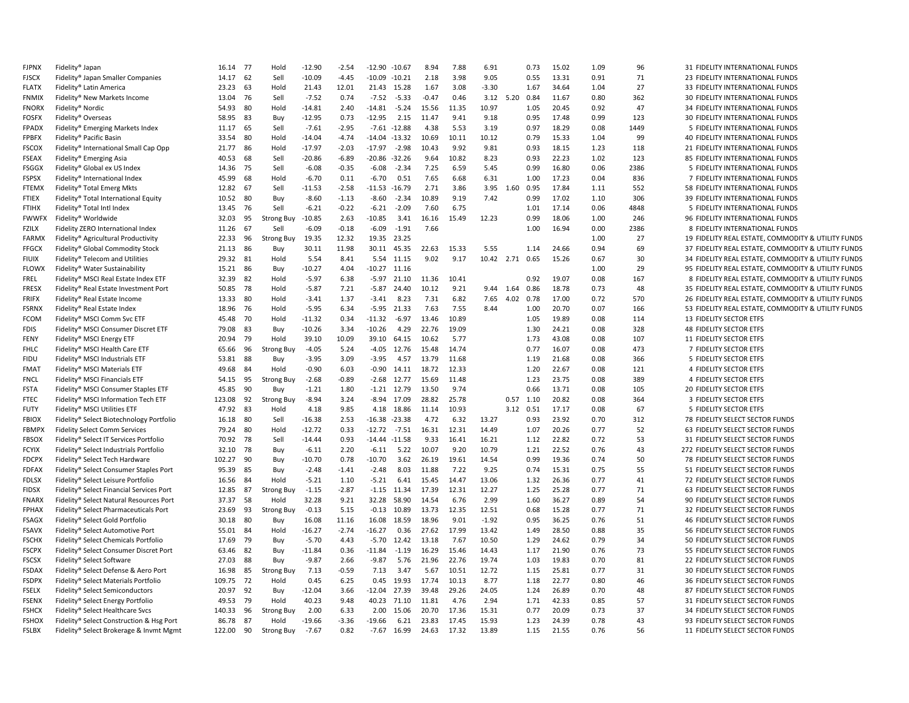| | | | | | | | | | | | | | | | | | | |
|---|---|---|---|---|---|---|---|---|---|---|---|---|---|---|---|---|---|---|
| FJPNX | Fidelity® Japan | 16.14 | 77 | Hold | -12.90 | -2.54 | -12.90 | -10.67 | 8.94 | 7.88 | 6.91 | | 0.73 | 15.02 | 1.09 | 96 | 31 | FIDELITY INTERNATIONAL FUNDS |
| FJSCX | Fidelity® Japan Smaller Companies | 14.17 | 62 | Sell | -10.09 | -4.45 | -10.09 | -10.21 | 2.18 | 3.98 | 9.05 | | 0.55 | 13.31 | 0.91 | 71 | 23 | FIDELITY INTERNATIONAL FUNDS |
| FLATX | Fidelity® Latin America | 23.23 | 63 | Hold | 21.43 | 12.01 | 21.43 | 15.28 | 1.67 | 3.08 | -3.30 | | 1.67 | 34.64 | 1.04 | 27 | 33 | FIDELITY INTERNATIONAL FUNDS |
| FNMIX | Fidelity® New Markets Income | 13.04 | 76 | Sell | -7.52 | 0.74 | -7.52 | -5.33 | -0.47 | 0.46 | 3.12 | 5.20 | 0.84 | 11.67 | 0.80 | 362 | 30 | FIDELITY INTERNATIONAL FUNDS |
| FNORX | Fidelity® Nordic | 54.93 | 80 | Hold | -14.81 | 2.40 | -14.81 | -5.24 | 15.56 | 11.35 | 10.97 | | 1.05 | 20.45 | 0.92 | 47 | 34 | FIDELITY INTERNATIONAL FUNDS |
| FOSFX | Fidelity® Overseas | 58.95 | 83 | Buy | -12.95 | 0.73 | -12.95 | 2.15 | 11.47 | 9.41 | 9.18 | | 0.95 | 17.48 | 0.99 | 123 | 30 | FIDELITY INTERNATIONAL FUNDS |
| FPADX | Fidelity® Emerging Markets Index | 11.17 | 65 | Sell | -7.61 | -2.95 | -7.61 | -12.88 | 4.38 | 5.53 | 3.19 | | 0.97 | 18.29 | 0.08 | 1449 | 5 | FIDELITY INTERNATIONAL FUNDS |
| FPBFX | Fidelity® Pacific Basin | 33.54 | 80 | Hold | -14.04 | -4.74 | -14.04 | -13.32 | 10.69 | 10.11 | 10.12 | | 0.79 | 15.33 | 1.04 | 99 | 40 | FIDELITY INTERNATIONAL FUNDS |
| FSCOX | Fidelity® International Small Cap Opp | 21.77 | 86 | Hold | -17.97 | -2.03 | -17.97 | -2.98 | 10.43 | 9.92 | 9.81 | | 0.93 | 18.15 | 1.23 | 118 | 21 | FIDELITY INTERNATIONAL FUNDS |
| FSEAX | Fidelity® Emerging Asia | 40.53 | 68 | Sell | -20.86 | -6.89 | -20.86 | -32.26 | 9.64 | 10.82 | 8.23 | | 0.93 | 22.23 | 1.02 | 123 | 85 | FIDELITY INTERNATIONAL FUNDS |
| FSGGX | Fidelity® Global ex US Index | 14.36 | 75 | Sell | -6.08 | -0.35 | -6.08 | -2.34 | 7.25 | 6.59 | 5.45 | | 0.99 | 16.80 | 0.06 | 2386 | 5 | FIDELITY INTERNATIONAL FUNDS |
| FSPSX | Fidelity® International Index | 45.99 | 68 | Hold | -6.70 | 0.11 | -6.70 | 0.51 | 7.65 | 6.68 | 6.31 | | 1.00 | 17.23 | 0.04 | 836 | 7 | FIDELITY INTERNATIONAL FUNDS |
| FTEMX | Fidelity® Total Emerg Mkts | 12.82 | 67 | Sell | -11.53 | -2.58 | -11.53 | -16.79 | 2.71 | 3.86 | 3.95 | 1.60 | 0.95 | 17.84 | 1.11 | 552 | 58 | FIDELITY INTERNATIONAL FUNDS |
| FTIEX | Fidelity® Total International Equity | 10.52 | 80 | Buy | -8.60 | -1.13 | -8.60 | -2.34 | 10.89 | 9.19 | 7.42 | | 0.99 | 17.02 | 1.10 | 306 | 39 | FIDELITY INTERNATIONAL FUNDS |
| FTIHX | Fidelity® Total Intl Index | 13.45 | 76 | Sell | -6.21 | -0.22 | -6.21 | -2.09 | 7.60 | 6.75 | | | 1.01 | 17.14 | 0.06 | 4848 | 5 | FIDELITY INTERNATIONAL FUNDS |
| FWWFX | Fidelity® Worldwide | 32.03 | 95 | Strong Buy | -10.85 | 2.63 | -10.85 | 3.41 | 16.16 | 15.49 | 12.23 | | 0.99 | 18.06 | 1.00 | 246 | 96 | FIDELITY INTERNATIONAL FUNDS |
| FZILX | Fidelity ZERO International Index | 11.26 | 67 | Sell | -6.09 | -0.18 | -6.09 | -1.91 | 7.66 | | | | 1.00 | 16.94 | 0.00 | 2386 | 8 | FIDELITY INTERNATIONAL FUNDS |
| FARMX | Fidelity® Agricultural Productivity | 22.33 | 96 | Strong Buy | 19.35 | 12.32 | 19.35 | 23.25 | | | | | | | 1.00 | 27 | 19 | FIDELITY REAL ESTATE, COMMODITY & UTILITY FUNDS |
| FFGCX | Fidelity® Global Commodity Stock | 21.13 | 86 | Buy | 30.11 | 11.98 | 30.11 | 45.35 | 22.63 | 15.33 | 5.55 | | 1.14 | 24.66 | 0.94 | 69 | 37 | FIDELITY REAL ESTATE, COMMODITY & UTILITY FUNDS |
| FIUIX | Fidelity® Telecom and Utilities | 29.32 | 81 | Hold | 5.54 | 8.41 | 5.54 | 11.15 | 9.02 | 9.17 | 10.42 | 2.71 | 0.65 | 15.26 | 0.67 | 30 | 34 | FIDELITY REAL ESTATE, COMMODITY & UTILITY FUNDS |
| FLOWX | Fidelity® Water Sustainability | 15.21 | 86 | Buy | -10.27 | 4.04 | -10.27 | 11.16 | | | | | | | 1.00 | 29 | 95 | FIDELITY REAL ESTATE, COMMODITY & UTILITY FUNDS |
| FREL | Fidelity® MSCI Real Estate Index ETF | 32.39 | 82 | Hold | -5.97 | 6.38 | -5.97 | 21.10 | 11.36 | 10.41 | | | 0.92 | 19.07 | 0.08 | 167 | 8 | FIDELITY REAL ESTATE, COMMODITY & UTILITY FUNDS |
| FRESX | Fidelity® Real Estate Investment Port | 50.85 | 78 | Hold | -5.87 | 7.21 | -5.87 | 24.40 | 10.12 | 9.21 | 9.44 | 1.64 | 0.86 | 18.78 | 0.73 | 48 | 35 | FIDELITY REAL ESTATE, COMMODITY & UTILITY FUNDS |
| FRIFX | Fidelity® Real Estate Income | 13.33 | 80 | Hold | -3.41 | 1.37 | -3.41 | 8.23 | 7.31 | 6.82 | 7.65 | 4.02 | 0.78 | 17.00 | 0.72 | 570 | 26 | FIDELITY REAL ESTATE, COMMODITY & UTILITY FUNDS |
| FSRNX | Fidelity® Real Estate Index | 18.96 | 76 | Hold | -5.95 | 6.34 | -5.95 | 21.33 | 7.63 | 7.55 | 8.44 | | 1.00 | 20.70 | 0.07 | 166 | 53 | FIDELITY REAL ESTATE, COMMODITY & UTILITY FUNDS |
| FCOM | Fidelity® MSCI Comm Svc ETF | 45.48 | 70 | Hold | -11.32 | 0.34 | -11.32 | -6.97 | 13.46 | 10.89 | | | 1.05 | 19.89 | 0.08 | 114 | 13 | FIDELITY SECTOR ETFS |
| FDIS | Fidelity® MSCI Consumer Discret ETF | 79.08 | 83 | Buy | -10.26 | 3.34 | -10.26 | 4.29 | 22.76 | 19.09 | | | 1.30 | 24.21 | 0.08 | 328 | 48 | FIDELITY SECTOR ETFS |
| FENY | Fidelity® MSCI Energy ETF | 20.94 | 79 | Hold | 39.10 | 10.09 | 39.10 | 64.15 | 10.62 | 5.77 | | | 1.73 | 43.08 | 0.08 | 107 | 11 | FIDELITY SECTOR ETFS |
| FHLC | Fidelity® MSCI Health Care ETF | 65.66 | 96 | Strong Buy | -4.05 | 5.24 | -4.05 | 12.76 | 15.48 | 14.74 | | | 0.77 | 16.07 | 0.08 | 473 | 7 | FIDELITY SECTOR ETFS |
| FIDU | Fidelity® MSCI Industrials ETF | 53.81 | 88 | Buy | -3.95 | 3.09 | -3.95 | 4.57 | 13.79 | 11.68 | | | 1.19 | 21.68 | 0.08 | 366 | 5 | FIDELITY SECTOR ETFS |
| FMAT | Fidelity® MSCI Materials ETF | 49.68 | 84 | Hold | -0.90 | 6.03 | -0.90 | 14.11 | 18.72 | 12.33 | | | 1.20 | 22.67 | 0.08 | 121 | 4 | FIDELITY SECTOR ETFS |
| FNCL | Fidelity® MSCI Financials ETF | 54.15 | 95 | Strong Buy | -2.68 | -0.89 | -2.68 | 12.77 | 15.69 | 11.48 | | | 1.23 | 23.75 | 0.08 | 389 | 4 | FIDELITY SECTOR ETFS |
| FSTA | Fidelity® MSCI Consumer Staples ETF | 45.85 | 90 | Buy | -1.21 | 1.80 | -1.21 | 12.79 | 13.50 | 9.74 | | | 0.66 | 13.71 | 0.08 | 105 | 20 | FIDELITY SECTOR ETFS |
| FTEC | Fidelity® MSCI Information Tech ETF | 123.08 | 92 | Strong Buy | -8.94 | 3.24 | -8.94 | 17.09 | 28.82 | 25.78 | | 0.57 | 1.10 | 20.82 | 0.08 | 364 | 3 | FIDELITY SECTOR ETFS |
| FUTY | Fidelity® MSCI Utilities ETF | 47.92 | 83 | Hold | 4.18 | 9.85 | 4.18 | 18.86 | 11.14 | 10.93 | | 3.12 | 0.51 | 17.17 | 0.08 | 67 | 5 | FIDELITY SECTOR ETFS |
| FBIOX | Fidelity® Select Biotechnology Portfolio | 16.18 | 80 | Sell | -16.38 | 2.53 | -16.38 | -23.38 | 4.72 | 6.32 | 13.27 | | 0.93 | 23.92 | 0.70 | 312 | 78 | FIDELITY SELECT SECTOR FUNDS |
| FBMPX | Fidelity Select Comm Services | 79.24 | 80 | Hold | -12.72 | 0.33 | -12.72 | -7.51 | 16.31 | 12.31 | 14.49 | | 1.07 | 20.26 | 0.77 | 52 | 63 | FIDELITY SELECT SECTOR FUNDS |
| FBSOX | Fidelity® Select IT Services Portfolio | 70.92 | 78 | Sell | -14.44 | 0.93 | -14.44 | -11.58 | 9.33 | 16.41 | 16.21 | | 1.12 | 22.82 | 0.72 | 53 | 31 | FIDELITY SELECT SECTOR FUNDS |
| FCYIX | Fidelity® Select Industrials Portfolio | 32.10 | 78 | Buy | -6.11 | 2.20 | -6.11 | 5.22 | 10.07 | 9.20 | 10.79 | | 1.21 | 22.52 | 0.76 | 43 | 272 | FIDELITY SELECT SECTOR FUNDS |
| FDCPX | Fidelity® Select Tech Hardware | 102.27 | 90 | Buy | -10.70 | 0.78 | -10.70 | 3.62 | 26.19 | 19.61 | 14.54 | | 0.99 | 19.36 | 0.74 | 50 | 78 | FIDELITY SELECT SECTOR FUNDS |
| FDFAX | Fidelity® Select Consumer Staples Port | 95.39 | 85 | Buy | -2.48 | -1.41 | -2.48 | 8.03 | 11.88 | 7.22 | 9.25 | | 0.74 | 15.31 | 0.75 | 55 | 51 | FIDELITY SELECT SECTOR FUNDS |
| FDLSX | Fidelity® Select Leisure Portfolio | 16.56 | 84 | Hold | -5.21 | 1.10 | -5.21 | 6.41 | 15.45 | 14.47 | 13.06 | | 1.32 | 26.36 | 0.77 | 41 | 72 | FIDELITY SELECT SECTOR FUNDS |
| FIDSX | Fidelity® Select Financial Services Port | 12.85 | 87 | Strong Buy | -1.15 | -2.87 | -1.15 | 11.34 | 17.39 | 12.31 | 12.27 | | 1.25 | 25.28 | 0.77 | 71 | 63 | FIDELITY SELECT SECTOR FUNDS |
| FNARX | Fidelity® Select Natural Resources Port | 37.37 | 58 | Hold | 32.28 | 9.21 | 32.28 | 58.90 | 14.54 | 6.76 | 2.99 | | 1.60 | 36.27 | 0.89 | 54 | 90 | FIDELITY SELECT SECTOR FUNDS |
| FPHAX | Fidelity® Select Pharmaceuticals Port | 23.69 | 93 | Strong Buy | -0.13 | 5.15 | -0.13 | 10.89 | 13.73 | 12.35 | 12.51 | | 0.68 | 15.28 | 0.77 | 71 | 32 | FIDELITY SELECT SECTOR FUNDS |
| FSAGX | Fidelity® Select Gold Portfolio | 30.18 | 80 | Buy | 16.08 | 11.16 | 16.08 | 18.59 | 18.96 | 9.01 | -1.92 | | 0.95 | 36.25 | 0.76 | 51 | 46 | FIDELITY SELECT SECTOR FUNDS |
| FSAVX | Fidelity® Select Automotive Port | 55.01 | 84 | Hold | -16.27 | -2.74 | -16.27 | 0.36 | 27.62 | 17.99 | 13.42 | | 1.49 | 28.50 | 0.88 | 35 | 56 | FIDELITY SELECT SECTOR FUNDS |
| FSCHX | Fidelity® Select Chemicals Portfolio | 17.69 | 79 | Buy | -5.70 | 4.43 | -5.70 | 12.42 | 13.18 | 7.67 | 10.50 | | 1.29 | 24.62 | 0.79 | 34 | 50 | FIDELITY SELECT SECTOR FUNDS |
| FSCPX | Fidelity® Select Consumer Discret Port | 63.46 | 82 | Buy | -11.84 | 0.36 | -11.84 | -1.19 | 16.29 | 15.46 | 14.43 | | 1.17 | 21.90 | 0.76 | 73 | 55 | FIDELITY SELECT SECTOR FUNDS |
| FSCSX | Fidelity® Select Software | 27.03 | 88 | Buy | -9.87 | 2.66 | -9.87 | 5.76 | 21.96 | 22.76 | 19.74 | | 1.03 | 19.83 | 0.70 | 81 | 22 | FIDELITY SELECT SECTOR FUNDS |
| FSDAX | Fidelity® Select Defense & Aero Port | 16.98 | 85 | Strong Buy | 7.13 | -0.59 | 7.13 | 3.47 | 5.67 | 10.51 | 12.72 | | 1.15 | 25.81 | 0.77 | 31 | 30 | FIDELITY SELECT SECTOR FUNDS |
| FSDPX | Fidelity® Select Materials Portfolio | 109.75 | 72 | Hold | 0.45 | 6.25 | 0.45 | 19.93 | 17.74 | 10.13 | 8.77 | | 1.18 | 22.77 | 0.80 | 46 | 36 | FIDELITY SELECT SECTOR FUNDS |
| FSELX | Fidelity® Select Semiconductors | 20.97 | 92 | Buy | -12.04 | 3.66 | -12.04 | 27.39 | 39.48 | 29.26 | 24.05 | | 1.24 | 26.89 | 0.70 | 48 | 87 | FIDELITY SELECT SECTOR FUNDS |
| FSENX | Fidelity® Select Energy Portfolio | 49.53 | 79 | Hold | 40.23 | 9.48 | 40.23 | 71.10 | 11.81 | 4.76 | 2.94 | | 1.71 | 42.33 | 0.85 | 57 | 31 | FIDELITY SELECT SECTOR FUNDS |
| FSHCX | Fidelity® Select Healthcare Svcs | 140.33 | 96 | Strong Buy | 2.00 | 6.33 | 2.00 | 15.06 | 20.70 | 17.36 | 15.31 | | 0.77 | 20.09 | 0.73 | 37 | 34 | FIDELITY SELECT SECTOR FUNDS |
| FSHOX | Fidelity® Select Construction & Hsg Port | 86.78 | 87 | Hold | -19.66 | -3.36 | -19.66 | 6.21 | 23.83 | 17.45 | 15.93 | | 1.23 | 24.39 | 0.78 | 43 | 93 | FIDELITY SELECT SECTOR FUNDS |
| FSLBX | Fidelity® Select Brokerage & Invmt Mgmt | 122.00 | 90 | Strong Buy | -7.67 | 0.82 | -7.67 | 16.99 | 24.63 | 17.32 | 13.89 | | 1.15 | 21.55 | 0.76 | 56 | 11 | FIDELITY SELECT SECTOR FUNDS |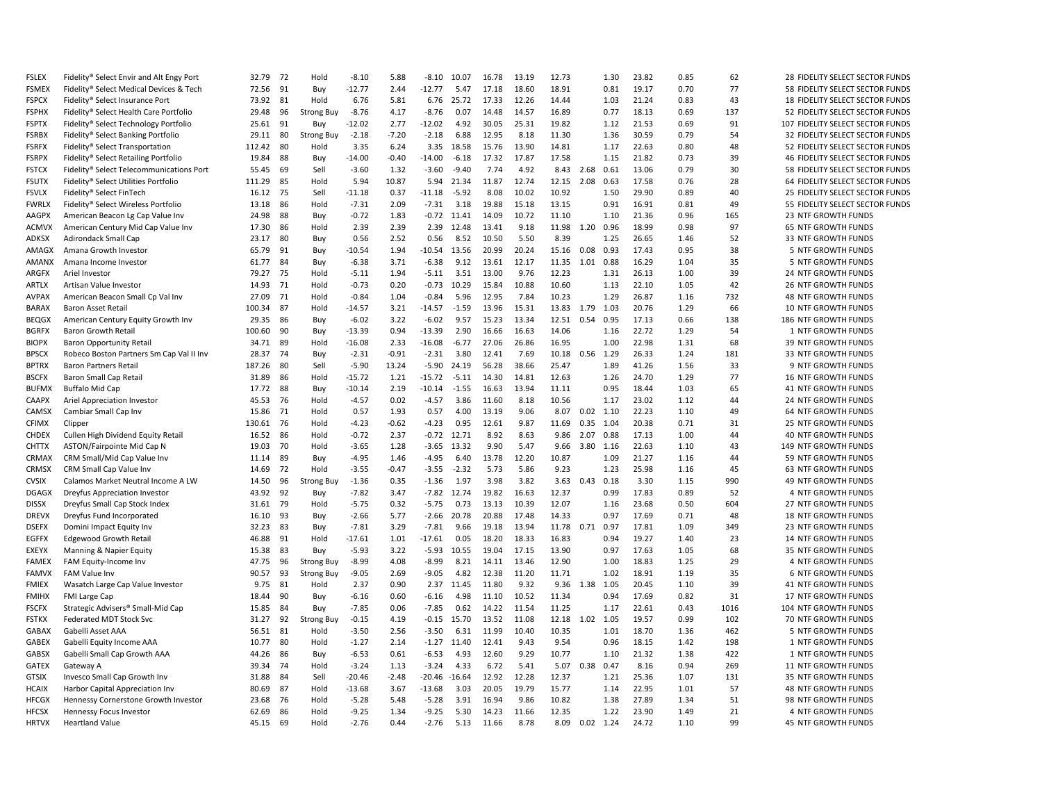| | | | | | | | | | | | | | | | | | | |
|---|---|---|---|---|---|---|---|---|---|---|---|---|---|---|---|---|---|---|
| FSLEX | Fidelity® Select Envir and Alt Engy Port | 32.79 | 72 | Hold | -8.10 | 5.88 | -8.10 | 10.07 | 16.78 | 13.19 | 12.73 | | 1.30 | 23.82 | 0.85 | 62 | 28 | FIDELITY SELECT SECTOR FUNDS |
| FSMEX | Fidelity® Select Medical Devices & Tech | 72.56 | 91 | Buy | -12.77 | 2.44 | -12.77 | 5.47 | 17.18 | 18.60 | 18.91 | | 0.81 | 19.17 | 0.70 | 77 | 58 | FIDELITY SELECT SECTOR FUNDS |
| FSPCX | Fidelity® Select Insurance Port | 73.92 | 81 | Hold | 6.76 | 5.81 | 6.76 | 25.72 | 17.33 | 12.26 | 14.44 | | 1.03 | 21.24 | 0.83 | 43 | 18 | FIDELITY SELECT SECTOR FUNDS |
| FSPHX | Fidelity® Select Health Care Portfolio | 29.48 | 96 | Strong Buy | -8.76 | 4.17 | -8.76 | 0.07 | 14.48 | 14.57 | 16.89 | | 0.77 | 18.13 | 0.69 | 137 | 52 | FIDELITY SELECT SECTOR FUNDS |
| FSPTX | Fidelity® Select Technology Portfolio | 25.61 | 91 | Buy | -12.02 | 2.77 | -12.02 | 4.92 | 30.05 | 25.31 | 19.82 | | 1.12 | 21.53 | 0.69 | 91 | 107 | FIDELITY SELECT SECTOR FUNDS |
| FSRBX | Fidelity® Select Banking Portfolio | 29.11 | 80 | Strong Buy | -2.18 | -7.20 | -2.18 | 6.88 | 12.95 | 8.18 | 11.30 | | 1.36 | 30.59 | 0.79 | 54 | 32 | FIDELITY SELECT SECTOR FUNDS |
| FSRFX | Fidelity® Select Transportation | 112.42 | 80 | Hold | 3.35 | 6.24 | 3.35 | 18.58 | 15.76 | 13.90 | 14.81 | | 1.17 | 22.63 | 0.80 | 48 | 52 | FIDELITY SELECT SECTOR FUNDS |
| FSRPX | Fidelity® Select Retailing Portfolio | 19.84 | 88 | Buy | -14.00 | -0.40 | -14.00 | -6.18 | 17.32 | 17.87 | 17.58 | | 1.15 | 21.82 | 0.73 | 39 | 46 | FIDELITY SELECT SECTOR FUNDS |
| FSTCX | Fidelity® Select Telecommunications Port | 55.45 | 69 | Sell | -3.60 | 1.32 | -3.60 | -9.40 | 7.74 | 4.92 | 8.43 | 2.68 | 0.61 | 13.06 | 0.79 | 30 | 58 | FIDELITY SELECT SECTOR FUNDS |
| FSUTX | Fidelity® Select Utilities Portfolio | 111.29 | 85 | Hold | 5.94 | 10.87 | 5.94 | 21.34 | 11.87 | 12.74 | 12.15 | 2.08 | 0.63 | 17.58 | 0.76 | 28 | 64 | FIDELITY SELECT SECTOR FUNDS |
| FSVLX | Fidelity® Select FinTech | 16.12 | 75 | Sell | -11.18 | 0.37 | -11.18 | -5.92 | 8.08 | 10.02 | 10.92 | | 1.50 | 29.90 | 0.89 | 40 | 25 | FIDELITY SELECT SECTOR FUNDS |
| FWRLX | Fidelity® Select Wireless Portfolio | 13.18 | 86 | Hold | -7.31 | 2.09 | -7.31 | 3.18 | 19.88 | 15.18 | 13.15 | | 0.91 | 16.91 | 0.81 | 49 | 55 | FIDELITY SELECT SECTOR FUNDS |
| AAGPX | American Beacon Lg Cap Value Inv | 24.98 | 88 | Buy | -0.72 | 1.83 | -0.72 | 11.41 | 14.09 | 10.72 | 11.10 | | 1.10 | 21.36 | 0.96 | 165 | 23 | NTF GROWTH FUNDS |
| ACMVX | American Century Mid Cap Value Inv | 17.30 | 86 | Hold | 2.39 | 2.39 | 2.39 | 12.48 | 13.41 | 9.18 | 11.98 | 1.20 | 0.96 | 18.99 | 0.98 | 97 | 65 | NTF GROWTH FUNDS |
| ADKSX | Adirondack Small Cap | 23.17 | 80 | Buy | 0.56 | 2.52 | 0.56 | 8.52 | 10.50 | 5.50 | 8.39 | | 1.25 | 26.65 | 1.46 | 52 | 33 | NTF GROWTH FUNDS |
| AMAGX | Amana Growth Investor | 65.79 | 91 | Buy | -10.54 | 1.94 | -10.54 | 13.56 | 20.99 | 20.24 | 15.16 | 0.08 | 0.93 | 17.43 | 0.95 | 38 | 5 | NTF GROWTH FUNDS |
| AMANX | Amana Income Investor | 61.77 | 84 | Buy | -6.38 | 3.71 | -6.38 | 9.12 | 13.61 | 12.17 | 11.35 | 1.01 | 0.88 | 16.29 | 1.04 | 35 | 5 | NTF GROWTH FUNDS |
| ARGFX | Ariel Investor | 79.27 | 75 | Hold | -5.11 | 1.94 | -5.11 | 3.51 | 13.00 | 9.76 | 12.23 | | 1.31 | 26.13 | 1.00 | 39 | 24 | NTF GROWTH FUNDS |
| ARTLX | Artisan Value Investor | 14.93 | 71 | Hold | -0.73 | 0.20 | -0.73 | 10.29 | 15.84 | 10.88 | 10.60 | | 1.13 | 22.10 | 1.05 | 42 | 26 | NTF GROWTH FUNDS |
| AVPAX | American Beacon Small Cp Val Inv | 27.09 | 71 | Hold | -0.84 | 1.04 | -0.84 | 5.96 | 12.95 | 7.84 | 10.23 | | 1.29 | 26.87 | 1.16 | 732 | 48 | NTF GROWTH FUNDS |
| BARAX | Baron Asset Retail | 100.34 | 87 | Hold | -14.57 | 3.21 | -14.57 | -1.59 | 13.96 | 15.31 | 13.83 | 1.79 | 1.03 | 20.76 | 1.29 | 66 | 10 | NTF GROWTH FUNDS |
| BEQGX | American Century Equity Growth Inv | 29.35 | 86 | Buy | -6.02 | 3.22 | -6.02 | 9.57 | 15.23 | 13.34 | 12.51 | 0.54 | 0.95 | 17.13 | 0.66 | 138 | 186 | NTF GROWTH FUNDS |
| BGRFX | Baron Growth Retail | 100.60 | 90 | Buy | -13.39 | 0.94 | -13.39 | 2.90 | 16.66 | 16.63 | 14.06 | | 1.16 | 22.72 | 1.29 | 54 | 1 | NTF GROWTH FUNDS |
| BIOPX | Baron Opportunity Retail | 34.71 | 89 | Hold | -16.08 | 2.33 | -16.08 | -6.77 | 27.06 | 26.86 | 16.95 | | 1.00 | 22.98 | 1.31 | 68 | 39 | NTF GROWTH FUNDS |
| BPSCX | Robeco Boston Partners Sm Cap Val II Inv | 28.37 | 74 | Buy | -2.31 | -0.91 | -2.31 | 3.80 | 12.41 | 7.69 | 10.18 | 0.56 | 1.29 | 26.33 | 1.24 | 181 | 33 | NTF GROWTH FUNDS |
| BPTRX | Baron Partners Retail | 187.26 | 80 | Sell | -5.90 | 13.24 | -5.90 | 24.19 | 56.28 | 38.66 | 25.47 | | 1.89 | 41.26 | 1.56 | 33 | 9 | NTF GROWTH FUNDS |
| BSCFX | Baron Small Cap Retail | 31.89 | 86 | Hold | -15.72 | 1.21 | -15.72 | -5.11 | 14.30 | 14.81 | 12.63 | | 1.26 | 24.70 | 1.29 | 77 | 16 | NTF GROWTH FUNDS |
| BUFMX | Buffalo Mid Cap | 17.72 | 88 | Buy | -10.14 | 2.19 | -10.14 | -1.55 | 16.63 | 13.94 | 11.11 | | 0.95 | 18.44 | 1.03 | 65 | 41 | NTF GROWTH FUNDS |
| CAAPX | Ariel Appreciation Investor | 45.53 | 76 | Hold | -4.57 | 0.02 | -4.57 | 3.86 | 11.60 | 8.18 | 10.56 | | 1.17 | 23.02 | 1.12 | 44 | 24 | NTF GROWTH FUNDS |
| CAMSX | Cambiar Small Cap Inv | 15.86 | 71 | Hold | 0.57 | 1.93 | 0.57 | 4.00 | 13.19 | 9.06 | 8.07 | 0.02 | 1.10 | 22.23 | 1.10 | 49 | 64 | NTF GROWTH FUNDS |
| CFIMX | Clipper | 130.61 | 76 | Hold | -4.23 | -0.62 | -4.23 | 0.95 | 12.61 | 9.87 | 11.69 | 0.35 | 1.04 | 20.38 | 0.71 | 31 | 25 | NTF GROWTH FUNDS |
| CHDEX | Cullen High Dividend Equity Retail | 16.52 | 86 | Hold | -0.72 | 2.37 | -0.72 | 12.71 | 8.92 | 8.63 | 9.86 | 2.07 | 0.88 | 17.13 | 1.00 | 44 | 40 | NTF GROWTH FUNDS |
| CHTTX | ASTON/Fairpointe Mid Cap N | 19.03 | 70 | Hold | -3.65 | 1.28 | -3.65 | 13.32 | 9.90 | 5.47 | 9.66 | 3.80 | 1.16 | 22.63 | 1.10 | 43 | 149 | NTF GROWTH FUNDS |
| CRMAX | CRM Small/Mid Cap Value Inv | 11.14 | 89 | Buy | -4.95 | 1.46 | -4.95 | 6.40 | 13.78 | 12.20 | 10.87 | | 1.09 | 21.27 | 1.16 | 44 | 59 | NTF GROWTH FUNDS |
| CRMSX | CRM Small Cap Value Inv | 14.69 | 72 | Hold | -3.55 | -0.47 | -3.55 | -2.32 | 5.73 | 5.86 | 9.23 | | 1.23 | 25.98 | 1.16 | 45 | 63 | NTF GROWTH FUNDS |
| CVSIX | Calamos Market Neutral Income A LW | 14.50 | 96 | Strong Buy | -1.36 | 0.35 | -1.36 | 1.97 | 3.98 | 3.82 | 3.63 | 0.43 | 0.18 | 3.30 | 1.15 | 990 | 49 | NTF GROWTH FUNDS |
| DGAGX | Dreyfus Appreciation Investor | 43.92 | 92 | Buy | -7.82 | 3.47 | -7.82 | 12.74 | 19.82 | 16.63 | 12.37 | | 0.99 | 17.83 | 0.89 | 52 | 4 | NTF GROWTH FUNDS |
| DISSX | Dreyfus Small Cap Stock Index | 31.61 | 79 | Hold | -5.75 | 0.32 | -5.75 | 0.73 | 13.13 | 10.39 | 12.07 | | 1.16 | 23.68 | 0.50 | 604 | 27 | NTF GROWTH FUNDS |
| DREVX | Dreyfus Fund Incorporated | 16.10 | 93 | Buy | -2.66 | 5.77 | -2.66 | 20.78 | 20.88 | 17.48 | 14.33 | | 0.97 | 17.69 | 0.71 | 48 | 18 | NTF GROWTH FUNDS |
| DSEFX | Domini Impact Equity Inv | 32.23 | 83 | Buy | -7.81 | 3.29 | -7.81 | 9.66 | 19.18 | 13.94 | 11.78 | 0.71 | 0.97 | 17.81 | 1.09 | 349 | 23 | NTF GROWTH FUNDS |
| EGFFX | Edgewood Growth Retail | 46.88 | 91 | Hold | -17.61 | 1.01 | -17.61 | 0.05 | 18.20 | 18.33 | 16.83 | | 0.94 | 19.27 | 1.40 | 23 | 14 | NTF GROWTH FUNDS |
| EXEYX | Manning & Napier Equity | 15.38 | 83 | Buy | -5.93 | 3.22 | -5.93 | 10.55 | 19.04 | 17.15 | 13.90 | | 0.97 | 17.63 | 1.05 | 68 | 35 | NTF GROWTH FUNDS |
| FAMEX | FAM Equity-Income Inv | 47.75 | 96 | Strong Buy | -8.99 | 4.08 | -8.99 | 8.21 | 14.11 | 13.46 | 12.90 | | 1.00 | 18.83 | 1.25 | 29 | 4 | NTF GROWTH FUNDS |
| FAMVX | FAM Value Inv | 90.57 | 93 | Strong Buy | -9.05 | 2.69 | -9.05 | 4.82 | 12.38 | 11.20 | 11.71 | | 1.02 | 18.91 | 1.19 | 35 | 6 | NTF GROWTH FUNDS |
| FMIEX | Wasatch Large Cap Value Investor | 9.75 | 81 | Hold | 2.37 | 0.90 | 2.37 | 11.45 | 11.80 | 9.32 | 9.36 | 1.38 | 1.05 | 20.45 | 1.10 | 39 | 41 | NTF GROWTH FUNDS |
| FMIHX | FMI Large Cap | 18.44 | 90 | Buy | -6.16 | 0.60 | -6.16 | 4.98 | 11.10 | 10.52 | 11.34 | | 0.94 | 17.69 | 0.82 | 31 | 17 | NTF GROWTH FUNDS |
| FSCFX | Strategic Advisers® Small-Mid Cap | 15.85 | 84 | Buy | -7.85 | 0.06 | -7.85 | 0.62 | 14.22 | 11.54 | 11.25 | | 1.17 | 22.61 | 0.43 | 1016 | 104 | NTF GROWTH FUNDS |
| FSTKX | Federated MDT Stock Svc | 31.27 | 92 | Strong Buy | -0.15 | 4.19 | -0.15 | 15.70 | 13.52 | 11.08 | 12.18 | 1.02 | 1.05 | 19.57 | 0.99 | 102 | 70 | NTF GROWTH FUNDS |
| GABAX | Gabelli Asset AAA | 56.51 | 81 | Hold | -3.50 | 2.56 | -3.50 | 6.31 | 11.99 | 10.40 | 10.35 | | 1.01 | 18.70 | 1.36 | 462 | 5 | NTF GROWTH FUNDS |
| GABEX | Gabelli Equity Income AAA | 10.77 | 80 | Hold | -1.27 | 2.14 | -1.27 | 11.40 | 12.41 | 9.43 | 9.54 | | 0.96 | 18.15 | 1.42 | 198 | 1 | NTF GROWTH FUNDS |
| GABSX | Gabelli Small Cap Growth AAA | 44.26 | 86 | Buy | -6.53 | 0.61 | -6.53 | 4.93 | 12.60 | 9.29 | 10.77 | | 1.10 | 21.32 | 1.38 | 422 | 1 | NTF GROWTH FUNDS |
| GATEX | Gateway A | 39.34 | 74 | Hold | -3.24 | 1.13 | -3.24 | 4.33 | 6.72 | 5.41 | 5.07 | 0.38 | 0.47 | 8.16 | 0.94 | 269 | 11 | NTF GROWTH FUNDS |
| GTSIX | Invesco Small Cap Growth Inv | 31.88 | 84 | Sell | -20.46 | -2.48 | -20.46 | -16.64 | 12.92 | 12.28 | 12.37 | | 1.21 | 25.36 | 1.07 | 131 | 35 | NTF GROWTH FUNDS |
| HCAIX | Harbor Capital Appreciation Inv | 80.69 | 87 | Hold | -13.68 | 3.67 | -13.68 | 3.03 | 20.05 | 19.79 | 15.77 | | 1.14 | 22.95 | 1.01 | 57 | 48 | NTF GROWTH FUNDS |
| HFCGX | Hennessy Cornerstone Growth Investor | 23.68 | 76 | Hold | -5.28 | 5.48 | -5.28 | 3.91 | 16.94 | 9.86 | 10.82 | | 1.38 | 27.89 | 1.34 | 51 | 98 | NTF GROWTH FUNDS |
| HFCSX | Hennessy Focus Investor | 62.69 | 86 | Hold | -9.25 | 1.34 | -9.25 | 5.30 | 14.23 | 11.66 | 12.35 | | 1.22 | 23.90 | 1.49 | 21 | 4 | NTF GROWTH FUNDS |
| HRTVX | Heartland Value | 45.15 | 69 | Hold | -2.76 | 0.44 | -2.76 | 5.13 | 11.66 | 8.78 | 8.09 | 0.02 | 1.24 | 24.72 | 1.10 | 99 | 45 | NTF GROWTH FUNDS |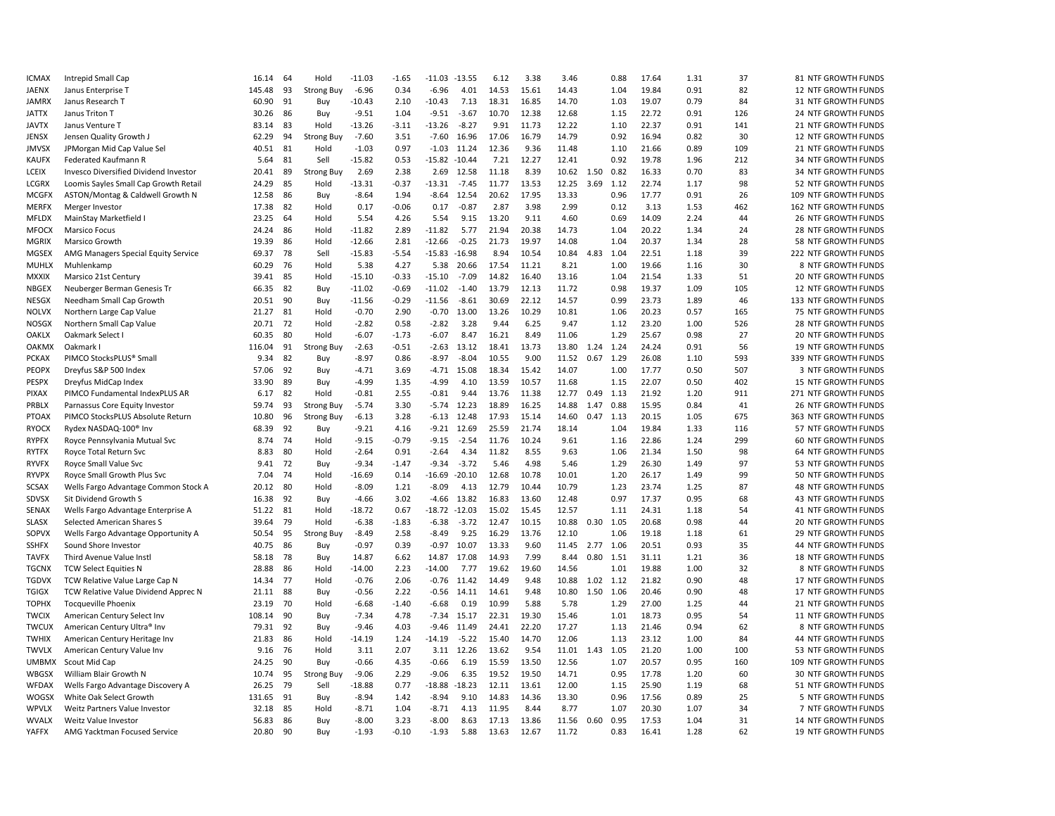| | | | | | | | | | | | | | | | | | | |
|---|---|---|---|---|---|---|---|---|---|---|---|---|---|---|---|---|---|---|
| ICMAX | Intrepid Small Cap | 16.14 | 64 | Hold | -11.03 | -1.65 | -11.03 | -13.55 | 6.12 | 3.38 | 3.46 | | 0.88 | 17.64 | 1.31 | 37 | 81 | NTF GROWTH FUNDS |
| JAENX | Janus Enterprise T | 145.48 | 93 | Strong Buy | -6.96 | 0.34 | -6.96 | 4.01 | 14.53 | 15.61 | 14.43 | | 1.04 | 19.84 | 0.91 | 82 | 12 | NTF GROWTH FUNDS |
| JAMRX | Janus Research T | 60.90 | 91 | Buy | -10.43 | 2.10 | -10.43 | 7.13 | 18.31 | 16.85 | 14.70 | | 1.03 | 19.07 | 0.79 | 84 | 31 | NTF GROWTH FUNDS |
| JATTX | Janus Triton T | 30.26 | 86 | Buy | -9.51 | 1.04 | -9.51 | -3.67 | 10.70 | 12.38 | 12.68 | | 1.15 | 22.72 | 0.91 | 126 | 24 | NTF GROWTH FUNDS |
| JAVTX | Janus Venture T | 83.14 | 83 | Hold | -13.26 | -3.11 | -13.26 | -8.27 | 9.91 | 11.73 | 12.22 | | 1.10 | 22.37 | 0.91 | 141 | 21 | NTF GROWTH FUNDS |
| JENSX | Jensen Quality Growth J | 62.29 | 94 | Strong Buy | -7.60 | 3.51 | -7.60 | 16.96 | 17.06 | 16.79 | 14.79 | | 0.92 | 16.94 | 0.82 | 30 | 12 | NTF GROWTH FUNDS |
| JMVSX | JPMorgan Mid Cap Value Sel | 40.51 | 81 | Hold | -1.03 | 0.97 | -1.03 | 11.24 | 12.36 | 9.36 | 11.48 | | 1.10 | 21.66 | 0.89 | 109 | 21 | NTF GROWTH FUNDS |
| KAUFX | Federated Kaufmann R | 5.64 | 81 | Sell | -15.82 | 0.53 | -15.82 | -10.44 | 7.21 | 12.27 | 12.41 | | 0.92 | 19.78 | 1.96 | 212 | 34 | NTF GROWTH FUNDS |
| LCEIX | Invesco Diversified Dividend Investor | 20.41 | 89 | Strong Buy | 2.69 | 2.38 | 2.69 | 12.58 | 11.18 | 8.39 | 10.62 | 1.50 | 0.82 | 16.33 | 0.70 | 83 | 34 | NTF GROWTH FUNDS |
| LCGRX | Loomis Sayles Small Cap Growth Retail | 24.29 | 85 | Hold | -13.31 | -0.37 | -13.31 | -7.45 | 11.77 | 13.53 | 12.25 | 3.69 | 1.12 | 22.74 | 1.17 | 98 | 52 | NTF GROWTH FUNDS |
| MCGFX | ASTON/Montag & Caldwell Growth N | 12.58 | 86 | Buy | -8.64 | 1.94 | -8.64 | 12.54 | 20.62 | 17.95 | 13.33 | | 0.96 | 17.77 | 0.91 | 26 | 109 | NTF GROWTH FUNDS |
| MERFX | Merger Investor | 17.38 | 82 | Hold | 0.17 | -0.06 | 0.17 | -0.87 | 2.87 | 3.98 | 2.99 | | 0.12 | 3.13 | 1.53 | 462 | 162 | NTF GROWTH FUNDS |
| MFLDX | MainStay Marketfield I | 23.25 | 64 | Hold | 5.54 | 4.26 | 5.54 | 9.15 | 13.20 | 9.11 | 4.60 | | 0.69 | 14.09 | 2.24 | 44 | 26 | NTF GROWTH FUNDS |
| MFOCX | Marsico Focus | 24.24 | 86 | Hold | -11.82 | 2.89 | -11.82 | 5.77 | 21.94 | 20.38 | 14.73 | | 1.04 | 20.22 | 1.34 | 24 | 28 | NTF GROWTH FUNDS |
| MGRIX | Marsico Growth | 19.39 | 86 | Hold | -12.66 | 2.81 | -12.66 | -0.25 | 21.73 | 19.97 | 14.08 | | 1.04 | 20.37 | 1.34 | 28 | 58 | NTF GROWTH FUNDS |
| MGSEX | AMG Managers Special Equity Service | 69.37 | 78 | Sell | -15.83 | -5.54 | -15.83 | -16.98 | 8.94 | 10.54 | 10.84 | 4.83 | 1.04 | 22.51 | 1.18 | 39 | 222 | NTF GROWTH FUNDS |
| MUHLX | Muhlenkamp | 60.29 | 76 | Hold | 5.38 | 4.27 | 5.38 | 20.66 | 17.54 | 11.21 | 8.21 | | 1.00 | 19.66 | 1.16 | 30 | 8 | NTF GROWTH FUNDS |
| MXXIX | Marsico 21st Century | 39.41 | 85 | Hold | -15.10 | -0.33 | -15.10 | -7.09 | 14.82 | 16.40 | 13.16 | | 1.04 | 21.54 | 1.33 | 51 | 20 | NTF GROWTH FUNDS |
| NBGEX | Neuberger Berman Genesis Tr | 66.35 | 82 | Buy | -11.02 | -0.69 | -11.02 | -1.40 | 13.79 | 12.13 | 11.72 | | 0.98 | 19.37 | 1.09 | 105 | 12 | NTF GROWTH FUNDS |
| NESGX | Needham Small Cap Growth | 20.51 | 90 | Buy | -11.56 | -0.29 | -11.56 | -8.61 | 30.69 | 22.12 | 14.57 | | 0.99 | 23.73 | 1.89 | 46 | 133 | NTF GROWTH FUNDS |
| NOLVX | Northern Large Cap Value | 21.27 | 81 | Hold | -0.70 | 2.90 | -0.70 | 13.00 | 13.26 | 10.29 | 10.81 | | 1.06 | 20.23 | 0.57 | 165 | 75 | NTF GROWTH FUNDS |
| NOSGX | Northern Small Cap Value | 20.71 | 72 | Hold | -2.82 | 0.58 | -2.82 | 3.28 | 9.44 | 6.25 | 9.47 | | 1.12 | 23.20 | 1.00 | 526 | 28 | NTF GROWTH FUNDS |
| OAKLX | Oakmark Select I | 60.35 | 80 | Hold | -6.07 | -1.73 | -6.07 | 8.47 | 16.21 | 8.49 | 11.06 | | 1.29 | 25.67 | 0.98 | 27 | 20 | NTF GROWTH FUNDS |
| OAKMX | Oakmark I | 116.04 | 91 | Strong Buy | -2.63 | -0.51 | -2.63 | 13.12 | 18.41 | 13.73 | 13.80 | 1.24 | 1.24 | 24.24 | 0.91 | 56 | 19 | NTF GROWTH FUNDS |
| PCKAX | PIMCO StocksPLUS® Small | 9.34 | 82 | Buy | -8.97 | 0.86 | -8.97 | -8.04 | 10.55 | 9.00 | 11.52 | 0.67 | 1.29 | 26.08 | 1.10 | 593 | 339 | NTF GROWTH FUNDS |
| PEOPX | Dreyfus S&P 500 Index | 57.06 | 92 | Buy | -4.71 | 3.69 | -4.71 | 15.08 | 18.34 | 15.42 | 14.07 | | 1.00 | 17.77 | 0.50 | 507 | 3 | NTF GROWTH FUNDS |
| PESPX | Dreyfus MidCap Index | 33.90 | 89 | Buy | -4.99 | 1.35 | -4.99 | 4.10 | 13.59 | 10.57 | 11.68 | | 1.15 | 22.07 | 0.50 | 402 | 15 | NTF GROWTH FUNDS |
| PIXAX | PIMCO Fundamental IndexPLUS AR | 6.17 | 82 | Hold | -0.81 | 2.55 | -0.81 | 9.44 | 13.76 | 11.38 | 12.77 | 0.49 | 1.13 | 21.92 | 1.20 | 911 | 271 | NTF GROWTH FUNDS |
| PRBLX | Parnassus Core Equity Investor | 59.74 | 93 | Strong Buy | -5.74 | 3.30 | -5.74 | 12.23 | 18.89 | 16.25 | 14.88 | 1.47 | 0.88 | 15.95 | 0.84 | 41 | 26 | NTF GROWTH FUNDS |
| PTOAX | PIMCO StocksPLUS Absolute Return | 10.80 | 96 | Strong Buy | -6.13 | 3.28 | -6.13 | 12.48 | 17.93 | 15.14 | 14.60 | 0.47 | 1.13 | 20.15 | 1.05 | 675 | 363 | NTF GROWTH FUNDS |
| RYOCX | Rydex NASDAQ-100® Inv | 68.39 | 92 | Buy | -9.21 | 4.16 | -9.21 | 12.69 | 25.59 | 21.74 | 18.14 | | 1.04 | 19.84 | 1.33 | 116 | 57 | NTF GROWTH FUNDS |
| RYPFX | Royce Pennsylvania Mutual Svc | 8.74 | 74 | Hold | -9.15 | -0.79 | -9.15 | -2.54 | 11.76 | 10.24 | 9.61 | | 1.16 | 22.86 | 1.24 | 299 | 60 | NTF GROWTH FUNDS |
| RYTFX | Royce Total Return Svc | 8.83 | 80 | Hold | -2.64 | 0.91 | -2.64 | 4.34 | 11.82 | 8.55 | 9.63 | | 1.06 | 21.34 | 1.50 | 98 | 64 | NTF GROWTH FUNDS |
| RYVFX | Royce Small Value Svc | 9.41 | 72 | Buy | -9.34 | -1.47 | -9.34 | -3.72 | 5.46 | 4.98 | 5.46 | | 1.29 | 26.30 | 1.49 | 97 | 53 | NTF GROWTH FUNDS |
| RYVPX | Royce Small Growth Plus Svc | 7.04 | 74 | Hold | -16.69 | 0.14 | -16.69 | -20.10 | 12.68 | 10.78 | 10.01 | | 1.20 | 26.17 | 1.49 | 99 | 50 | NTF GROWTH FUNDS |
| SCSAX | Wells Fargo Advantage Common Stock A | 20.12 | 80 | Hold | -8.09 | 1.21 | -8.09 | 4.13 | 12.79 | 10.44 | 10.79 | | 1.23 | 23.74 | 1.25 | 87 | 48 | NTF GROWTH FUNDS |
| SDVSX | Sit Dividend Growth S | 16.38 | 92 | Buy | -4.66 | 3.02 | -4.66 | 13.82 | 16.83 | 13.60 | 12.48 | | 0.97 | 17.37 | 0.95 | 68 | 43 | NTF GROWTH FUNDS |
| SENAX | Wells Fargo Advantage Enterprise A | 51.22 | 81 | Hold | -18.72 | 0.67 | -18.72 | -12.03 | 15.02 | 15.45 | 12.57 | | 1.11 | 24.31 | 1.18 | 54 | 41 | NTF GROWTH FUNDS |
| SLASX | Selected American Shares S | 39.64 | 79 | Hold | -6.38 | -1.83 | -6.38 | -3.72 | 12.47 | 10.15 | 10.88 | 0.30 | 1.05 | 20.68 | 0.98 | 44 | 20 | NTF GROWTH FUNDS |
| SOPVX | Wells Fargo Advantage Opportunity A | 50.54 | 95 | Strong Buy | -8.49 | 2.58 | -8.49 | 9.25 | 16.29 | 13.76 | 12.10 | | 1.06 | 19.18 | 1.18 | 61 | 29 | NTF GROWTH FUNDS |
| SSHFX | Sound Shore Investor | 40.75 | 86 | Buy | -0.97 | 0.39 | -0.97 | 10.07 | 13.33 | 9.60 | 11.45 | 2.77 | 1.06 | 20.51 | 0.93 | 35 | 44 | NTF GROWTH FUNDS |
| TAVFX | Third Avenue Value Instl | 58.18 | 78 | Buy | 14.87 | 6.62 | 14.87 | 17.08 | 14.93 | 7.99 | 8.44 | 0.80 | 1.51 | 31.11 | 1.21 | 36 | 18 | NTF GROWTH FUNDS |
| TGCNX | TCW Select Equities N | 28.88 | 86 | Hold | -14.00 | 2.23 | -14.00 | 7.77 | 19.62 | 19.60 | 14.56 | | 1.01 | 19.88 | 1.00 | 32 | 8 | NTF GROWTH FUNDS |
| TGDVX | TCW Relative Value Large Cap N | 14.34 | 77 | Hold | -0.76 | 2.06 | -0.76 | 11.42 | 14.49 | 9.48 | 10.88 | 1.02 | 1.12 | 21.82 | 0.90 | 48 | 17 | NTF GROWTH FUNDS |
| TGIGX | TCW Relative Value Dividend Apprec N | 21.11 | 88 | Buy | -0.56 | 2.22 | -0.56 | 14.11 | 14.61 | 9.48 | 10.80 | 1.50 | 1.06 | 20.46 | 0.90 | 48 | 17 | NTF GROWTH FUNDS |
| TOPHX | Tocqueville Phoenix | 23.19 | 70 | Hold | -6.68 | -1.40 | -6.68 | 0.19 | 10.99 | 5.88 | 5.78 | | 1.29 | 27.00 | 1.25 | 44 | 21 | NTF GROWTH FUNDS |
| TWCIX | American Century Select Inv | 108.14 | 90 | Buy | -7.34 | 4.78 | -7.34 | 15.17 | 22.31 | 19.30 | 15.46 | | 1.01 | 18.73 | 0.95 | 54 | 11 | NTF GROWTH FUNDS |
| TWCUX | American Century Ultra® Inv | 79.31 | 92 | Buy | -9.46 | 4.03 | -9.46 | 11.49 | 24.41 | 22.20 | 17.27 | | 1.13 | 21.46 | 0.94 | 62 | 8 | NTF GROWTH FUNDS |
| TWHIX | American Century Heritage Inv | 21.83 | 86 | Hold | -14.19 | 1.24 | -14.19 | -5.22 | 15.40 | 14.70 | 12.06 | | 1.13 | 23.12 | 1.00 | 84 | 44 | NTF GROWTH FUNDS |
| TWVLX | American Century Value Inv | 9.16 | 76 | Hold | 3.11 | 2.07 | 3.11 | 12.26 | 13.62 | 9.54 | 11.01 | 1.43 | 1.05 | 21.20 | 1.00 | 100 | 53 | NTF GROWTH FUNDS |
| UMBMX | Scout Mid Cap | 24.25 | 90 | Buy | -0.66 | 4.35 | -0.66 | 6.19 | 15.59 | 13.50 | 12.56 | | 1.07 | 20.57 | 0.95 | 160 | 109 | NTF GROWTH FUNDS |
| WBGSX | William Blair Growth N | 10.74 | 95 | Strong Buy | -9.06 | 2.29 | -9.06 | 6.35 | 19.52 | 19.50 | 14.71 | | 0.95 | 17.78 | 1.20 | 60 | 30 | NTF GROWTH FUNDS |
| WFDAX | Wells Fargo Advantage Discovery A | 26.25 | 79 | Sell | -18.88 | 0.77 | -18.88 | -18.23 | 12.11 | 13.61 | 12.00 | | 1.15 | 25.90 | 1.19 | 68 | 51 | NTF GROWTH FUNDS |
| WOGSX | White Oak Select Growth | 131.65 | 91 | Buy | -8.94 | 1.42 | -8.94 | 9.10 | 14.83 | 14.36 | 13.30 | | 0.96 | 17.56 | 0.89 | 25 | 5 | NTF GROWTH FUNDS |
| WPVLX | Weitz Partners Value Investor | 32.18 | 85 | Hold | -8.71 | 1.04 | -8.71 | 4.13 | 11.95 | 8.44 | 8.77 | | 1.07 | 20.30 | 1.07 | 34 | 7 | NTF GROWTH FUNDS |
| WVALX | Weitz Value Investor | 56.83 | 86 | Buy | -8.00 | 3.23 | -8.00 | 8.63 | 17.13 | 13.86 | 11.56 | 0.60 | 0.95 | 17.53 | 1.04 | 31 | 14 | NTF GROWTH FUNDS |
| YAFFX | AMG Yacktman Focused Service | 20.80 | 90 | Buy | -1.93 | -0.10 | -1.93 | 5.88 | 13.63 | 12.67 | 11.72 | | 0.83 | 16.41 | 1.28 | 62 | 19 | NTF GROWTH FUNDS |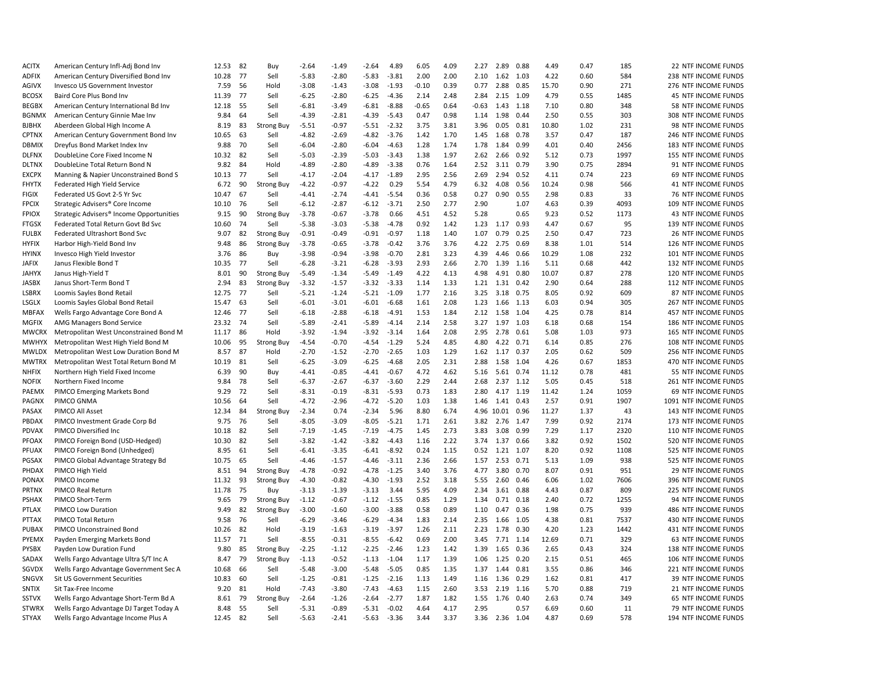| | | | | | | | | | | | | | | | | | |
|---|---|---|---|---|---|---|---|---|---|---|---|---|---|---|---|---|---|
| ACITX | American Century Infl-Adj Bond Inv | 12.53 | 82 | Buy | -2.64 | -1.49 | -2.64 | 4.89 | 6.05 | 4.09 | 2.27 | 2.89 | 0.88 | 4.49 | 0.47 | 185 | 22 NTF INCOME FUNDS |
| ADFIX | American Century Diversified Bond Inv | 10.28 | 77 | Sell | -5.83 | -2.80 | -5.83 | -3.81 | 2.00 | 2.00 | 2.10 | 1.62 | 1.03 | 4.22 | 0.60 | 584 | 238 NTF INCOME FUNDS |
| AGIVX | Invesco US Government Investor | 7.59 | 56 | Hold | -3.08 | -1.43 | -3.08 | -1.93 | -0.10 | 0.39 | 0.77 | 2.88 | 0.85 | 15.70 | 0.90 | 271 | 276 NTF INCOME FUNDS |
| BCOSX | Baird Core Plus Bond Inv | 11.39 | 77 | Sell | -6.25 | -2.80 | -6.25 | -4.36 | 2.14 | 2.48 | 2.84 | 2.15 | 1.09 | 4.79 | 0.55 | 1485 | 45 NTF INCOME FUNDS |
| BEGBX | American Century International Bd Inv | 12.18 | 55 | Sell | -6.81 | -3.49 | -6.81 | -8.88 | -0.65 | 0.64 | -0.63 | 1.43 | 1.18 | 7.10 | 0.80 | 348 | 58 NTF INCOME FUNDS |
| BGNMX | American Century Ginnie Mae Inv | 9.84 | 64 | Sell | -4.39 | -2.81 | -4.39 | -5.43 | 0.47 | 0.98 | 1.14 | 1.98 | 0.44 | 2.50 | 0.55 | 303 | 308 NTF INCOME FUNDS |
| BJBHX | Aberdeen Global High Income A | 8.19 | 83 | Strong Buy | -5.51 | -0.97 | -5.51 | -2.32 | 3.75 | 3.81 | 3.96 | 0.05 | 0.81 | 10.80 | 1.02 | 231 | 98 NTF INCOME FUNDS |
| CPTNX | American Century Government Bond Inv | 10.65 | 63 | Sell | -4.82 | -2.69 | -4.82 | -3.76 | 1.42 | 1.70 | 1.45 | 1.68 | 0.78 | 3.57 | 0.47 | 187 | 246 NTF INCOME FUNDS |
| DBMIX | Dreyfus Bond Market Index Inv | 9.88 | 70 | Sell | -6.04 | -2.80 | -6.04 | -4.63 | 1.28 | 1.74 | 1.78 | 1.84 | 0.99 | 4.01 | 0.40 | 2456 | 183 NTF INCOME FUNDS |
| DLFNX | DoubleLine Core Fixed Income N | 10.32 | 82 | Sell | -5.03 | -2.39 | -5.03 | -3.43 | 1.38 | 1.97 | 2.62 | 2.66 | 0.92 | 5.12 | 0.73 | 1997 | 155 NTF INCOME FUNDS |
| DLTNX | DoubleLine Total Return Bond N | 9.82 | 84 | Hold | -4.89 | -2.80 | -4.89 | -3.38 | 0.76 | 1.64 | 2.52 | 3.11 | 0.79 | 3.90 | 0.75 | 2894 | 91 NTF INCOME FUNDS |
| EXCPX | Manning & Napier Unconstrained Bond S | 10.13 | 77 | Sell | -4.17 | -2.04 | -4.17 | -1.89 | 2.95 | 2.56 | 2.69 | 2.94 | 0.52 | 4.11 | 0.74 | 223 | 69 NTF INCOME FUNDS |
| FHYTX | Federated High Yield Service | 6.72 | 90 | Strong Buy | -4.22 | -0.97 | -4.22 | 0.29 | 5.54 | 4.79 | 6.32 | 4.08 | 0.56 | 10.24 | 0.98 | 566 | 41 NTF INCOME FUNDS |
| FIGIX | Federated US Govt 2-5 Yr Svc | 10.47 | 67 | Sell | -4.41 | -2.74 | -4.41 | -5.54 | 0.36 | 0.58 | 0.27 | 0.90 | 0.55 | 2.98 | 0.83 | 33 | 76 NTF INCOME FUNDS |
| FPCIX | Strategic Advisers® Core Income | 10.10 | 76 | Sell | -6.12 | -2.87 | -6.12 | -3.71 | 2.50 | 2.77 | 2.90 | | 1.07 | 4.63 | 0.39 | 4093 | 109 NTF INCOME FUNDS |
| FPIOX | Strategic Advisers® Income Opportunities | 9.15 | 90 | Strong Buy | -3.78 | -0.67 | -3.78 | 0.66 | 4.51 | 4.52 | 5.28 | | 0.65 | 9.23 | 0.52 | 1173 | 43 NTF INCOME FUNDS |
| FTGSX | Federated Total Return Govt Bd Svc | 10.60 | 74 | Sell | -5.38 | -3.03 | -5.38 | -4.78 | 0.92 | 1.42 | 1.23 | 1.17 | 0.93 | 4.47 | 0.67 | 95 | 139 NTF INCOME FUNDS |
| FULBX | Federated Ultrashort Bond Svc | 9.07 | 82 | Strong Buy | -0.91 | -0.49 | -0.91 | -0.97 | 1.18 | 1.40 | 1.07 | 0.79 | 0.25 | 2.50 | 0.47 | 723 | 26 NTF INCOME FUNDS |
| HYFIX | Harbor High-Yield Bond Inv | 9.48 | 86 | Strong Buy | -3.78 | -0.65 | -3.78 | -0.42 | 3.76 | 3.76 | 4.22 | 2.75 | 0.69 | 8.38 | 1.01 | 514 | 126 NTF INCOME FUNDS |
| HYINX | Invesco High Yield Investor | 3.76 | 86 | Buy | -3.98 | -0.94 | -3.98 | -0.70 | 2.81 | 3.23 | 4.39 | 4.46 | 0.66 | 10.29 | 1.08 | 232 | 101 NTF INCOME FUNDS |
| JAFIX | Janus Flexible Bond T | 10.35 | 77 | Sell | -6.28 | -3.21 | -6.28 | -3.93 | 2.93 | 2.66 | 2.70 | 1.39 | 1.16 | 5.11 | 0.68 | 442 | 132 NTF INCOME FUNDS |
| JAHYX | Janus High-Yield T | 8.01 | 90 | Strong Buy | -5.49 | -1.34 | -5.49 | -1.49 | 4.22 | 4.13 | 4.98 | 4.91 | 0.80 | 10.07 | 0.87 | 278 | 120 NTF INCOME FUNDS |
| JASBX | Janus Short-Term Bond T | 2.94 | 83 | Strong Buy | -3.32 | -1.57 | -3.32 | -3.33 | 1.14 | 1.33 | 1.21 | 1.31 | 0.42 | 2.90 | 0.64 | 288 | 112 NTF INCOME FUNDS |
| LSBRX | Loomis Sayles Bond Retail | 12.75 | 77 | Sell | -5.21 | -1.24 | -5.21 | -1.09 | 1.77 | 2.16 | 3.25 | 3.18 | 0.75 | 8.05 | 0.92 | 609 | 87 NTF INCOME FUNDS |
| LSGLX | Loomis Sayles Global Bond Retail | 15.47 | 63 | Sell | -6.01 | -3.01 | -6.01 | -6.68 | 1.61 | 2.08 | 1.23 | 1.66 | 1.13 | 6.03 | 0.94 | 305 | 267 NTF INCOME FUNDS |
| MBFAX | Wells Fargo Advantage Core Bond A | 12.46 | 77 | Sell | -6.18 | -2.88 | -6.18 | -4.91 | 1.53 | 1.84 | 2.12 | 1.58 | 1.04 | 4.25 | 0.78 | 814 | 457 NTF INCOME FUNDS |
| MGFIX | AMG Managers Bond Service | 23.32 | 74 | Sell | -5.89 | -2.41 | -5.89 | -4.14 | 2.14 | 2.58 | 3.27 | 1.97 | 1.03 | 6.18 | 0.68 | 154 | 186 NTF INCOME FUNDS |
| MWCRX | Metropolitan West Unconstrained Bond M | 11.17 | 86 | Hold | -3.92 | -1.94 | -3.92 | -3.14 | 1.64 | 2.08 | 2.95 | 2.78 | 0.61 | 5.08 | 1.03 | 973 | 165 NTF INCOME FUNDS |
| MWHYX | Metropolitan West High Yield Bond M | 10.06 | 95 | Strong Buy | -4.54 | -0.70 | -4.54 | -1.29 | 5.24 | 4.85 | 4.80 | 4.22 | 0.71 | 6.14 | 0.85 | 276 | 108 NTF INCOME FUNDS |
| MWLDX | Metropolitan West Low Duration Bond M | 8.57 | 87 | Hold | -2.70 | -1.52 | -2.70 | -2.65 | 1.03 | 1.29 | 1.62 | 1.17 | 0.37 | 2.05 | 0.62 | 509 | 256 NTF INCOME FUNDS |
| MWTRX | Metropolitan West Total Return Bond M | 10.19 | 81 | Sell | -6.25 | -3.09 | -6.25 | -4.68 | 2.05 | 2.31 | 2.88 | 1.58 | 1.04 | 4.26 | 0.67 | 1853 | 470 NTF INCOME FUNDS |
| NHFIX | Northern High Yield Fixed Income | 6.39 | 90 | Buy | -4.41 | -0.85 | -4.41 | -0.67 | 4.72 | 4.62 | 5.16 | 5.61 | 0.74 | 11.12 | 0.78 | 481 | 55 NTF INCOME FUNDS |
| NOFIX | Northern Fixed Income | 9.84 | 78 | Sell | -6.37 | -2.67 | -6.37 | -3.60 | 2.29 | 2.44 | 2.68 | 2.37 | 1.12 | 5.05 | 0.45 | 518 | 261 NTF INCOME FUNDS |
| PAEMX | PIMCO Emerging Markets Bond | 9.29 | 72 | Sell | -8.31 | -0.19 | -8.31 | -5.93 | 0.73 | 1.83 | 2.80 | 4.17 | 1.19 | 11.42 | 1.24 | 1059 | 69 NTF INCOME FUNDS |
| PAGNX | PIMCO GNMA | 10.56 | 64 | Sell | -4.72 | -2.96 | -4.72 | -5.20 | 1.03 | 1.38 | 1.46 | 1.41 | 0.43 | 2.57 | 0.91 | 1907 | 1091 NTF INCOME FUNDS |
| PASAX | PIMCO All Asset | 12.34 | 84 | Strong Buy | -2.34 | 0.74 | -2.34 | 5.96 | 8.80 | 6.74 | 4.96 | 10.01 | 0.96 | 11.27 | 1.37 | 43 | 143 NTF INCOME FUNDS |
| PBDAX | PIMCO Investment Grade Corp Bd | 9.75 | 76 | Sell | -8.05 | -3.09 | -8.05 | -5.21 | 1.71 | 2.61 | 3.82 | 2.76 | 1.47 | 7.99 | 0.92 | 2174 | 173 NTF INCOME FUNDS |
| PDVAX | PIMCO Diversified Inc | 10.18 | 82 | Sell | -7.19 | -1.45 | -7.19 | -4.75 | 1.45 | 2.73 | 3.83 | 3.08 | 0.99 | 7.29 | 1.17 | 2320 | 110 NTF INCOME FUNDS |
| PFOAX | PIMCO Foreign Bond (USD-Hedged) | 10.30 | 82 | Sell | -3.82 | -1.42 | -3.82 | -4.43 | 1.16 | 2.22 | 3.74 | 1.37 | 0.66 | 3.82 | 0.92 | 1502 | 520 NTF INCOME FUNDS |
| PFUAX | PIMCO Foreign Bond (Unhedged) | 8.95 | 61 | Sell | -6.41 | -3.35 | -6.41 | -8.92 | 0.24 | 1.15 | 0.52 | 1.21 | 1.07 | 8.20 | 0.92 | 1108 | 525 NTF INCOME FUNDS |
| PGSAX | PIMCO Global Advantage Strategy Bd | 10.75 | 65 | Sell | -4.46 | -1.57 | -4.46 | -3.11 | 2.36 | 2.66 | 1.57 | 2.53 | 0.71 | 5.13 | 1.09 | 938 | 525 NTF INCOME FUNDS |
| PHDAX | PIMCO High Yield | 8.51 | 94 | Strong Buy | -4.78 | -0.92 | -4.78 | -1.25 | 3.40 | 3.76 | 4.77 | 3.80 | 0.70 | 8.07 | 0.91 | 951 | 29 NTF INCOME FUNDS |
| PONAX | PIMCO Income | 11.32 | 93 | Strong Buy | -4.30 | -0.82 | -4.30 | -1.93 | 2.52 | 3.18 | 5.55 | 2.60 | 0.46 | 6.06 | 1.02 | 7606 | 396 NTF INCOME FUNDS |
| PRTNX | PIMCO Real Return | 11.78 | 75 | Buy | -3.13 | -1.39 | -3.13 | 3.44 | 5.95 | 4.09 | 2.34 | 3.61 | 0.88 | 4.43 | 0.87 | 809 | 225 NTF INCOME FUNDS |
| PSHAX | PIMCO Short-Term | 9.65 | 79 | Strong Buy | -1.12 | -0.67 | -1.12 | -1.55 | 0.85 | 1.29 | 1.34 | 0.71 | 0.18 | 2.40 | 0.72 | 1255 | 94 NTF INCOME FUNDS |
| PTLAX | PIMCO Low Duration | 9.49 | 82 | Strong Buy | -3.00 | -1.60 | -3.00 | -3.88 | 0.58 | 0.89 | 1.10 | 0.47 | 0.36 | 1.98 | 0.75 | 939 | 486 NTF INCOME FUNDS |
| PTTAX | PIMCO Total Return | 9.58 | 76 | Sell | -6.29 | -3.46 | -6.29 | -4.34 | 1.83 | 2.14 | 2.35 | 1.66 | 1.05 | 4.38 | 0.81 | 7537 | 430 NTF INCOME FUNDS |
| PUBAX | PIMCO Unconstrained Bond | 10.26 | 82 | Hold | -3.19 | -1.63 | -3.19 | -3.97 | 1.26 | 2.11 | 2.23 | 1.78 | 0.30 | 4.20 | 1.23 | 1442 | 431 NTF INCOME FUNDS |
| PYEMX | Payden Emerging Markets Bond | 11.57 | 71 | Sell | -8.55 | -0.31 | -8.55 | -6.42 | 0.69 | 2.00 | 3.45 | 7.71 | 1.14 | 12.69 | 0.71 | 329 | 63 NTF INCOME FUNDS |
| PYSBX | Payden Low Duration Fund | 9.80 | 85 | Strong Buy | -2.25 | -1.12 | -2.25 | -2.46 | 1.23 | 1.42 | 1.39 | 1.65 | 0.36 | 2.65 | 0.43 | 324 | 138 NTF INCOME FUNDS |
| SADAX | Wells Fargo Advantage Ultra S/T Inc A | 8.47 | 79 | Strong Buy | -1.13 | -0.52 | -1.13 | -1.04 | 1.17 | 1.39 | 1.06 | 1.25 | 0.20 | 2.15 | 0.51 | 465 | 106 NTF INCOME FUNDS |
| SGVDX | Wells Fargo Advantage Government Sec A | 10.68 | 66 | Sell | -5.48 | -3.00 | -5.48 | -5.05 | 0.85 | 1.35 | 1.37 | 1.44 | 0.81 | 3.55 | 0.86 | 346 | 221 NTF INCOME FUNDS |
| SNGVX | Sit US Government Securities | 10.83 | 60 | Sell | -1.25 | -0.81 | -1.25 | -2.16 | 1.13 | 1.49 | 1.16 | 1.36 | 0.29 | 1.62 | 0.81 | 417 | 39 NTF INCOME FUNDS |
| SNTIX | Sit Tax-Free Income | 9.20 | 81 | Hold | -7.43 | -3.80 | -7.43 | -4.63 | 1.15 | 2.60 | 3.53 | 2.19 | 1.16 | 5.70 | 0.88 | 719 | 21 NTF INCOME FUNDS |
| SSTVX | Wells Fargo Advantage Short-Term Bd A | 8.61 | 79 | Strong Buy | -2.64 | -1.26 | -2.64 | -2.77 | 1.87 | 1.82 | 1.55 | 1.76 | 0.40 | 2.63 | 0.74 | 349 | 65 NTF INCOME FUNDS |
| STWRX | Wells Fargo Advantage DJ Target Today A | 8.48 | 55 | Sell | -5.31 | -0.89 | -5.31 | -0.02 | 4.64 | 4.17 | 2.95 | | 0.57 | 6.69 | 0.60 | 11 | 79 NTF INCOME FUNDS |
| STYAX | Wells Fargo Advantage Income Plus A | 12.45 | 82 | Sell | -5.63 | -2.41 | -5.63 | -3.36 | 3.44 | 3.37 | 3.36 | 2.36 | 1.04 | 4.87 | 0.69 | 578 | 194 NTF INCOME FUNDS |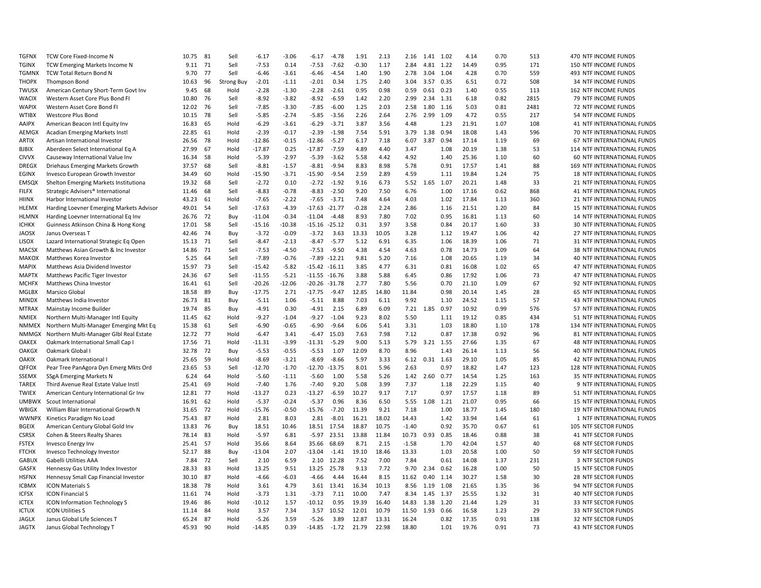| | | | | | | | | | | | | | | | | | |
|---|---|---|---|---|---|---|---|---|---|---|---|---|---|---|---|---|---|
| TGFNX | TCW Core Fixed-Income N | 10.75 | 81 | Sell | -6.17 | -3.06 | -6.17 | -4.78 | 1.91 | 2.13 | 2.16 | 1.41 | 1.02 | 4.14 | 0.70 | 513 | 470 NTF INCOME FUNDS |
| TGINX | TCW Emerging Markets Income N | 9.11 | 71 | Sell | -7.53 | 0.14 | -7.53 | -7.62 | -0.30 | 1.17 | 2.84 | 4.81 | 1.22 | 14.49 | 0.95 | 171 | 150 NTF INCOME FUNDS |
| TGMNX | TCW Total Return Bond N | 9.70 | 77 | Sell | -6.46 | -3.61 | -6.46 | -4.54 | 1.40 | 1.90 | 2.78 | 3.04 | 1.04 | 4.28 | 0.70 | 559 | 493 NTF INCOME FUNDS |
| THOPX | Thompson Bond | 10.63 | 96 | Strong Buy | -2.01 | -1.11 | -2.01 | 0.34 | 1.75 | 2.40 | 3.04 | 3.57 | 0.35 | 6.51 | 0.72 | 508 | 34 NTF INCOME FUNDS |
| TWUSX | American Century Short-Term Govt Inv | 9.45 | 68 | Hold | -2.28 | -1.30 | -2.28 | -2.61 | 0.95 | 0.98 | 0.59 | 0.61 | 0.23 | 1.40 | 0.55 | 113 | 162 NTF INCOME FUNDS |
| WACIX | Western Asset Core Plus Bond FI | 10.80 | 76 | Sell | -8.92 | -3.82 | -8.92 | -6.59 | 1.42 | 2.20 | 2.99 | 2.34 | 1.31 | 6.18 | 0.82 | 2815 | 79 NTF INCOME FUNDS |
| WAPIX | Western Asset Core Bond FI | 12.02 | 76 | Sell | -7.85 | -3.30 | -7.85 | -6.00 | 1.25 | 2.03 | 2.58 | 1.80 | 1.16 | 5.03 | 0.81 | 2481 | 72 NTF INCOME FUNDS |
| WTIBX | Westcore Plus Bond | 10.15 | 78 | Sell | -5.85 | -2.74 | -5.85 | -3.56 | 2.26 | 2.64 | 2.76 | 2.99 | 1.09 | 4.72 | 0.55 | 217 | 54 NTF INCOME FUNDS |
| AAIPX | American Beacon Intl Equity Inv | 16.83 | 65 | Hold | -6.29 | -3.61 | -6.29 | -3.71 | 3.87 | 3.56 | 4.48 | | 1.23 | 21.91 | 1.07 | 108 | 41 NTF INTERNATIONAL FUNDS |
| AEMGX | Acadian Emerging Markets Instl | 22.85 | 61 | Hold | -2.39 | -0.17 | -2.39 | -1.98 | 7.54 | 5.91 | 3.79 | 1.38 | 0.94 | 18.08 | 1.43 | 596 | 70 NTF INTERNATIONAL FUNDS |
| ARTIX | Artisan International Investor | 26.56 | 78 | Hold | -12.86 | -0.15 | -12.86 | -5.27 | 6.17 | 7.18 | 6.07 | 3.87 | 0.94 | 17.14 | 1.19 | 69 | 67 NTF INTERNATIONAL FUNDS |
| BJBIX | Aberdeen Select International Eq A | 27.99 | 67 | Hold | -17.87 | 0.25 | -17.87 | -7.59 | 4.89 | 4.40 | 3.47 | | 1.08 | 20.19 | 1.38 | 53 | 114 NTF INTERNATIONAL FUNDS |
| CIVVX | Causeway International Value Inv | 16.34 | 58 | Hold | -5.39 | -2.97 | -5.39 | -3.62 | 5.58 | 4.42 | 4.92 | | 1.40 | 25.36 | 1.10 | 60 | 60 NTF INTERNATIONAL FUNDS |
| DREGX | Driehaus Emerging Markets Growth | 37.57 | 68 | Sell | -8.81 | -1.57 | -8.81 | -9.94 | 8.83 | 8.98 | 5.78 | | 0.91 | 17.57 | 1.41 | 88 | 169 NTF INTERNATIONAL FUNDS |
| EGINX | Invesco European Growth Investor | 34.49 | 60 | Hold | -15.90 | -3.71 | -15.90 | -9.54 | 2.59 | 2.89 | 4.59 | | 1.11 | 19.84 | 1.24 | 75 | 18 NTF INTERNATIONAL FUNDS |
| EMSQX | Shelton Emerging Markets Institutiona | 19.32 | 68 | Sell | -2.72 | 0.10 | -2.72 | -1.92 | 9.16 | 6.73 | 5.52 | 1.65 | 1.07 | 20.21 | 1.48 | 33 | 21 NTF INTERNATIONAL FUNDS |
| FILFX | Strategic Advisers® International | 11.46 | 68 | Sell | -8.83 | -0.78 | -8.83 | -2.50 | 9.20 | 7.50 | 6.76 | | 1.00 | 17.16 | 0.62 | 868 | 41 NTF INTERNATIONAL FUNDS |
| HIINX | Harbor International Investor | 43.23 | 61 | Hold | -7.65 | -2.22 | -7.65 | -3.71 | 7.48 | 4.64 | 4.03 | | 1.02 | 17.84 | 1.13 | 360 | 21 NTF INTERNATIONAL FUNDS |
| HLEMX | Harding Loevner Emerging Markets Advisor | 49.01 | 54 | Sell | -17.63 | -4.39 | -17.63 | -21.77 | -0.28 | 2.24 | 2.86 | | 1.16 | 21.51 | 1.20 | 84 | 15 NTF INTERNATIONAL FUNDS |
| HLMNX | Harding Loevner International Eq Inv | 26.76 | 72 | Buy | -11.04 | -0.34 | -11.04 | -4.48 | 8.93 | 7.80 | 7.02 | | 0.95 | 16.81 | 1.13 | 60 | 14 NTF INTERNATIONAL FUNDS |
| ICHKX | Guinness Atkinson China & Hong Kong | 17.01 | 58 | Sell | -15.16 | -10.38 | -15.16 | -25.12 | 0.31 | 3.97 | 3.58 | | 0.84 | 20.17 | 1.60 | 33 | 30 NTF INTERNATIONAL FUNDS |
| JAOSX | Janus Overseas T | 42.46 | 74 | Buy | -3.72 | -0.09 | -3.72 | 3.63 | 13.33 | 10.05 | 3.28 | | 1.12 | 19.47 | 1.06 | 42 | 27 NTF INTERNATIONAL FUNDS |
| LISOX | Lazard International Strategic Eq Open | 15.13 | 71 | Sell | -8.47 | -2.13 | -8.47 | -5.77 | 5.12 | 6.91 | 6.35 | | 1.06 | 18.39 | 1.06 | 71 | 31 NTF INTERNATIONAL FUNDS |
| MACSX | Matthews Asian Growth & Inc Investor | 14.86 | 71 | Sell | -7.53 | -4.50 | -7.53 | -9.50 | 4.38 | 4.54 | 4.63 | | 0.78 | 14.73 | 1.09 | 64 | 38 NTF INTERNATIONAL FUNDS |
| MAKOX | Matthews Korea Investor | 5.25 | 64 | Sell | -7.89 | -0.76 | -7.89 | -12.21 | 9.81 | 5.20 | 7.16 | | 1.08 | 20.65 | 1.19 | 34 | 40 NTF INTERNATIONAL FUNDS |
| MAPIX | Matthews Asia Dividend Investor | 15.97 | 73 | Sell | -15.42 | -5.82 | -15.42 | -16.11 | 3.85 | 4.77 | 6.31 | | 0.81 | 16.08 | 1.02 | 65 | 47 NTF INTERNATIONAL FUNDS |
| MAPTX | Matthews Pacific Tiger Investor | 24.36 | 67 | Sell | -11.55 | -5.21 | -11.55 | -16.76 | 3.88 | 5.88 | 6.45 | | 0.86 | 17.92 | 1.06 | 73 | 47 NTF INTERNATIONAL FUNDS |
| MCHFX | Matthews China Investor | 16.41 | 61 | Sell | -20.26 | -12.06 | -20.26 | -31.78 | 2.77 | 7.80 | 5.56 | | 0.70 | 21.10 | 1.09 | 67 | 92 NTF INTERNATIONAL FUNDS |
| MGLBX | Marsico Global | 18.58 | 89 | Buy | -17.75 | 2.71 | -17.75 | -9.47 | 12.85 | 14.80 | 11.84 | | 0.98 | 20.14 | 1.45 | 28 | 65 NTF INTERNATIONAL FUNDS |
| MINDX | Matthews India Investor | 26.73 | 81 | Buy | -5.11 | 1.06 | -5.11 | 8.88 | 7.03 | 6.11 | 9.92 | | 1.10 | 24.52 | 1.15 | 57 | 43 NTF INTERNATIONAL FUNDS |
| MTRAX | Mainstay Income Builder | 19.74 | 85 | Buy | -4.91 | 0.30 | -4.91 | 2.15 | 6.89 | 6.09 | 7.21 | 1.85 | 0.97 | 10.92 | 0.99 | 576 | 57 NTF INTERNATIONAL FUNDS |
| NMIEX | Northern Multi-Manager Intl Equity | 11.45 | 62 | Hold | -9.27 | -1.04 | -9.27 | -1.04 | 9.23 | 8.02 | 5.50 | | 1.11 | 19.12 | 0.85 | 434 | 51 NTF INTERNATIONAL FUNDS |
| NMMEX | Northern Multi-Manager Emerging Mkt Eq | 15.38 | 61 | Sell | -6.90 | -0.65 | -6.90 | -9.64 | 6.06 | 5.41 | 3.31 | | 1.03 | 18.80 | 1.10 | 178 | 134 NTF INTERNATIONAL FUNDS |
| NMMGX | Northern Multi-Manager Glbl Real Estate | 12.72 | 77 | Hold | -6.47 | 3.41 | -6.47 | 15.03 | 7.63 | 7.98 | 7.12 | | 0.87 | 17.38 | 0.92 | 96 | 81 NTF INTERNATIONAL FUNDS |
| OAKEX | Oakmark International Small Cap I | 17.56 | 71 | Hold | -11.31 | -3.99 | -11.31 | -5.29 | 9.00 | 5.13 | 5.79 | 3.21 | 1.55 | 27.66 | 1.35 | 67 | 48 NTF INTERNATIONAL FUNDS |
| OAKGX | Oakmark Global I | 32.78 | 72 | Buy | -5.53 | -0.55 | -5.53 | 1.07 | 12.09 | 8.70 | 8.96 | | 1.43 | 26.14 | 1.13 | 56 | 40 NTF INTERNATIONAL FUNDS |
| OAKIX | Oakmark International I | 25.65 | 59 | Hold | -8.69 | -3.21 | -8.69 | -8.66 | 5.97 | 3.33 | 6.12 | 0.31 | 1.63 | 29.10 | 1.05 | 85 | 42 NTF INTERNATIONAL FUNDS |
| QFFOX | Pear Tree PanAgora Dyn Emerg Mkts Ord | 23.65 | 53 | Sell | -12.70 | -1.70 | -12.70 | -13.75 | 8.01 | 5.96 | 2.63 | | 0.97 | 18.82 | 1.47 | 123 | 128 NTF INTERNATIONAL FUNDS |
| SSEMX | SSgA Emerging Markets N | 6.24 | 64 | Hold | -5.60 | -1.11 | -5.60 | 1.00 | 5.58 | 5.26 | 1.42 | 2.60 | 0.77 | 14.54 | 1.25 | 163 | 35 NTF INTERNATIONAL FUNDS |
| TAREX | Third Avenue Real Estate Value Instl | 25.41 | 69 | Hold | -7.40 | 1.76 | -7.40 | 9.20 | 5.08 | 3.99 | 7.37 | | 1.18 | 22.29 | 1.15 | 40 | 9 NTF INTERNATIONAL FUNDS |
| TWIEX | American Century International Gr Inv | 12.81 | 77 | Hold | -13.27 | 0.23 | -13.27 | -6.59 | 10.27 | 9.17 | 7.17 | | 0.97 | 17.57 | 1.18 | 89 | 51 NTF INTERNATIONAL FUNDS |
| UMBWX | Scout International | 16.91 | 62 | Hold | -5.37 | -0.24 | -5.37 | 0.96 | 8.36 | 6.50 | 5.55 | 1.08 | 1.21 | 21.07 | 0.95 | 66 | 15 NTF INTERNATIONAL FUNDS |
| WBIGX | William Blair International Growth N | 31.65 | 72 | Hold | -15.76 | -0.50 | -15.76 | -7.20 | 11.39 | 9.21 | 7.18 | | 1.00 | 18.77 | 1.45 | 180 | 19 NTF INTERNATIONAL FUNDS |
| WWNPX | Kinetics Paradigm No Load | 75.43 | 87 | Hold | 2.81 | 8.03 | 2.81 | -8.01 | 16.21 | 18.02 | 14.43 | | 1.42 | 33.94 | 1.64 | 61 | 1 NTF INTERNATIONAL FUNDS |
| BGEIX | American Century Global Gold Inv | 13.83 | 76 | Buy | 18.51 | 10.46 | 18.51 | 17.54 | 18.87 | 10.75 | -1.40 | | 0.92 | 35.70 | 0.67 | 61 | 105 NTF SECTOR FUNDS |
| CSRSX | Cohen & Steers Realty Shares | 78.14 | 83 | Hold | -5.97 | 6.81 | -5.97 | 23.51 | 13.88 | 11.84 | 10.73 | 0.93 | 0.85 | 18.46 | 0.88 | 38 | 41 NTF SECTOR FUNDS |
| FSTEX | Invesco Energy Inv | 25.41 | 57 | Hold | 35.66 | 8.64 | 35.66 | 68.69 | 8.71 | 2.15 | -1.58 | | 1.70 | 42.04 | 1.57 | 40 | 68 NTF SECTOR FUNDS |
| FTCHX | Invesco Technology Investor | 52.17 | 88 | Buy | -13.04 | 2.07 | -13.04 | -1.41 | 19.10 | 18.46 | 13.33 | | 1.03 | 20.58 | 1.00 | 50 | 59 NTF SECTOR FUNDS |
| GABUX | Gabelli Utilities AAA | 7.84 | 72 | Sell | 2.10 | 6.59 | 2.10 | 12.28 | 7.52 | 7.00 | 7.84 | | 0.61 | 14.08 | 1.37 | 231 | 3 NTF SECTOR FUNDS |
| GASFX | Hennessy Gas Utility Index Investor | 28.33 | 83 | Hold | 13.25 | 9.51 | 13.25 | 25.78 | 9.13 | 7.72 | 9.70 | 2.34 | 0.62 | 16.28 | 1.00 | 50 | 15 NTF SECTOR FUNDS |
| HSFNX | Hennessy Small Cap Financial Investor | 30.10 | 87 | Hold | -4.66 | -6.03 | -4.66 | 4.44 | 16.44 | 8.15 | 11.62 | 0.40 | 1.14 | 30.27 | 1.58 | 30 | 28 NTF SECTOR FUNDS |
| ICBMX | ICON Materials S | 18.38 | 78 | Hold | 3.61 | 4.79 | 3.61 | 13.41 | 16.34 | 10.13 | 8.56 | 1.19 | 1.08 | 21.65 | 1.35 | 36 | 94 NTF SECTOR FUNDS |
| ICFSX | ICON Financial S | 11.61 | 74 | Hold | -3.73 | 1.31 | -3.73 | 7.11 | 10.00 | 7.47 | 8.34 | 1.45 | 1.37 | 25.55 | 1.32 | 31 | 40 NTF SECTOR FUNDS |
| ICTEX | ICON Information Technology S | 19.46 | 86 | Hold | -10.12 | 1.57 | -10.12 | 0.95 | 19.39 | 16.40 | 14.83 | 1.38 | 1.20 | 21.44 | 1.29 | 31 | 33 NTF SECTOR FUNDS |
| ICTUX | ICON Utilities S | 11.14 | 84 | Hold | 3.57 | 7.34 | 3.57 | 10.52 | 12.01 | 10.79 | 11.50 | 1.93 | 0.66 | 16.58 | 1.23 | 29 | 33 NTF SECTOR FUNDS |
| JAGLX | Janus Global Life Sciences T | 65.24 | 87 | Hold | -5.26 | 3.59 | -5.26 | 3.89 | 12.87 | 13.31 | 16.24 | | 0.82 | 17.35 | 0.91 | 138 | 32 NTF SECTOR FUNDS |
| JAGTX | Janus Global Technology T | 45.93 | 90 | Hold | -14.85 | 0.39 | -14.85 | -1.72 | 21.79 | 22.98 | 18.80 | | 1.01 | 19.76 | 0.91 | 73 | 43 NTF SECTOR FUNDS |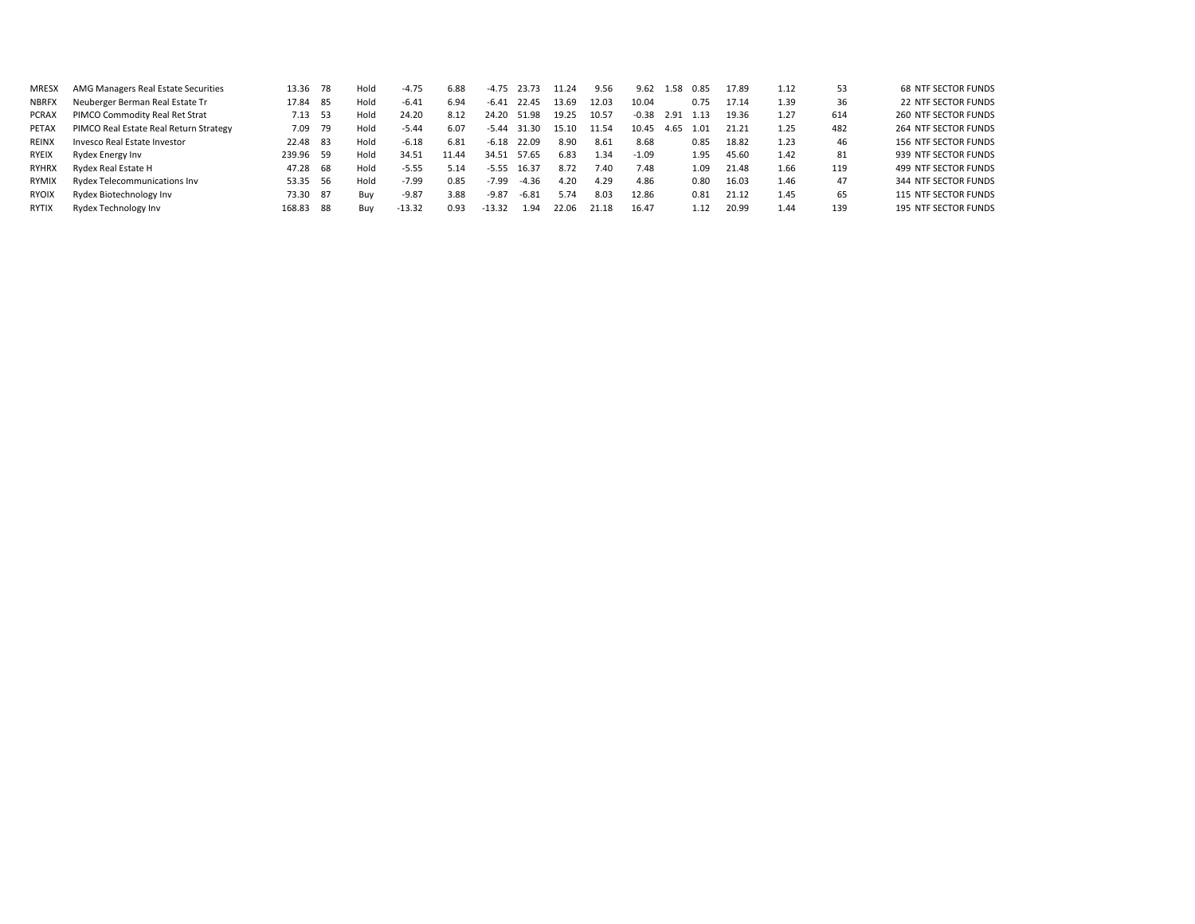| | | | | | | | | | | | | | | | | | | |
|---|---|---|---|---|---|---|---|---|---|---|---|---|---|---|---|---|---|---|
| MRESX | AMG Managers Real Estate Securities | 13.36 | 78 | Hold | -4.75 | 6.88 | -4.75 | 23.73 | 11.24 | 9.56 | 9.62 | 1.58 | 0.85 | 17.89 | 1.12 | 53 | 68 | NTF SECTOR FUNDS |
| NBRFX | Neuberger Berman Real Estate Tr | 17.84 | 85 | Hold | -6.41 | 6.94 | -6.41 | 22.45 | 13.69 | 12.03 | 10.04 | | 0.75 | 17.14 | 1.39 | 36 | 22 | NTF SECTOR FUNDS |
| PCRAX | PIMCO Commodity Real Ret Strat | 7.13 | 53 | Hold | 24.20 | 8.12 | 24.20 | 51.98 | 19.25 | 10.57 | -0.38 | 2.91 | 1.13 | 19.36 | 1.27 | 614 | 260 | NTF SECTOR FUNDS |
| PETAX | PIMCO Real Estate Real Return Strategy | 7.09 | 79 | Hold | -5.44 | 6.07 | -5.44 | 31.30 | 15.10 | 11.54 | 10.45 | 4.65 | 1.01 | 21.21 | 1.25 | 482 | 264 | NTF SECTOR FUNDS |
| REINX | Invesco Real Estate Investor | 22.48 | 83 | Hold | -6.18 | 6.81 | -6.18 | 22.09 | 8.90 | 8.61 | 8.68 | | 0.85 | 18.82 | 1.23 | 46 | 156 | NTF SECTOR FUNDS |
| RYEIX | Rydex Energy Inv | 239.96 | 59 | Hold | 34.51 | 11.44 | 34.51 | 57.65 | 6.83 | 1.34 | -1.09 | | 1.95 | 45.60 | 1.42 | 81 | 939 | NTF SECTOR FUNDS |
| RYHRX | Rydex Real Estate H | 47.28 | 68 | Hold | -5.55 | 5.14 | -5.55 | 16.37 | 8.72 | 7.40 | 7.48 | | 1.09 | 21.48 | 1.66 | 119 | 499 | NTF SECTOR FUNDS |
| RYMIX | Rydex Telecommunications Inv | 53.35 | 56 | Hold | -7.99 | 0.85 | -7.99 | -4.36 | 4.20 | 4.29 | 4.86 | | 0.80 | 16.03 | 1.46 | 47 | 344 | NTF SECTOR FUNDS |
| RYOIX | Rydex Biotechnology Inv | 73.30 | 87 | Buy | -9.87 | 3.88 | -9.87 | -6.81 | 5.74 | 8.03 | 12.86 | | 0.81 | 21.12 | 1.45 | 65 | 115 | NTF SECTOR FUNDS |
| RYTIX | Rydex Technology Inv | 168.83 | 88 | Buy | -13.32 | 0.93 | -13.32 | 1.94 | 22.06 | 21.18 | 16.47 | | 1.12 | 20.99 | 1.44 | 139 | 195 | NTF SECTOR FUNDS |